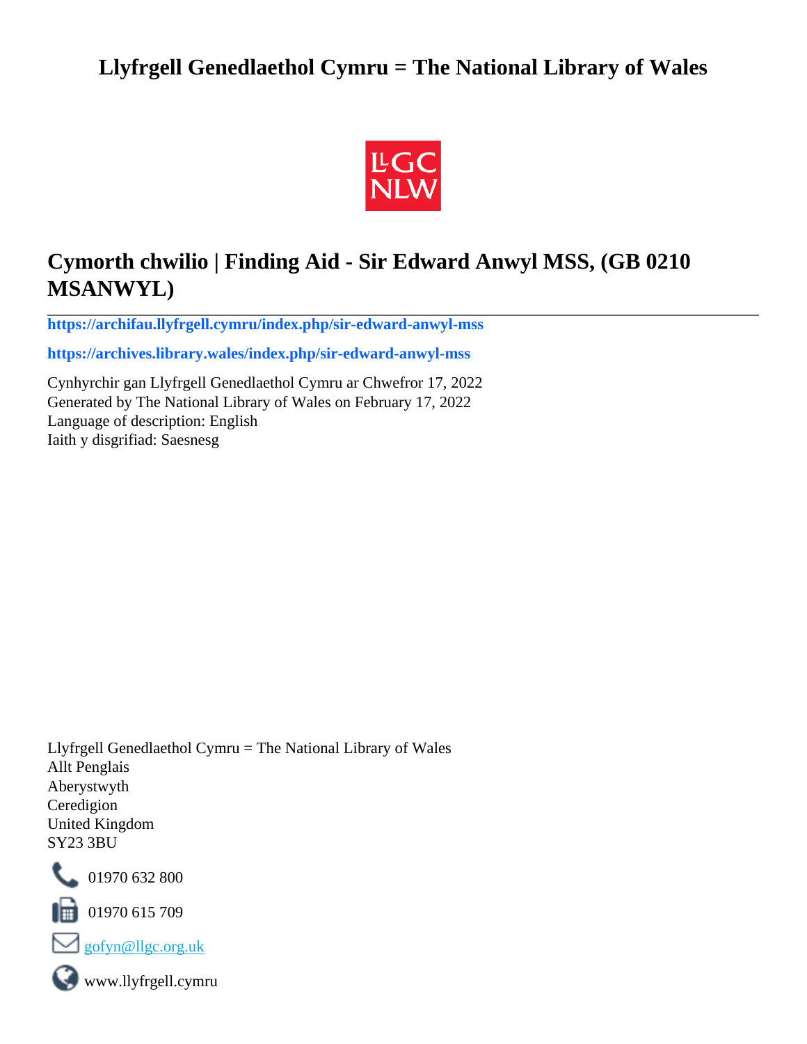# Llyfrgell Genedlaethol Cymru = The National Library of Wales

LLGC NLW

## Cymorth chwilio | Finding Aid - Sir Edward Anwyl MSS, (GB 0210 MSANWYL)

**https://archifau.llyfrgell.cymru/index.php/sir-edward-anwyl-mss**

**https://archives.library.wales/index.php/sir-edward-anwyl-mss**

Cynhyrchir gan Llyfrgell Genedlaethol Cymru ar Chwefror 17, 2022
Generated by The National Library of Wales on February 17, 2022
Language of description: English
Iaith y disgrifiad: Saesnesg

Llyfrgell Genedlaethol Cymru = The National Library of Wales
Allt Penglais
Aberystwyth
Ceredigion
United Kingdom
SY23 3BU

01970 632 800

01970 615 709

gofyn@llgc.org.uk

www.llyfrgell.cymru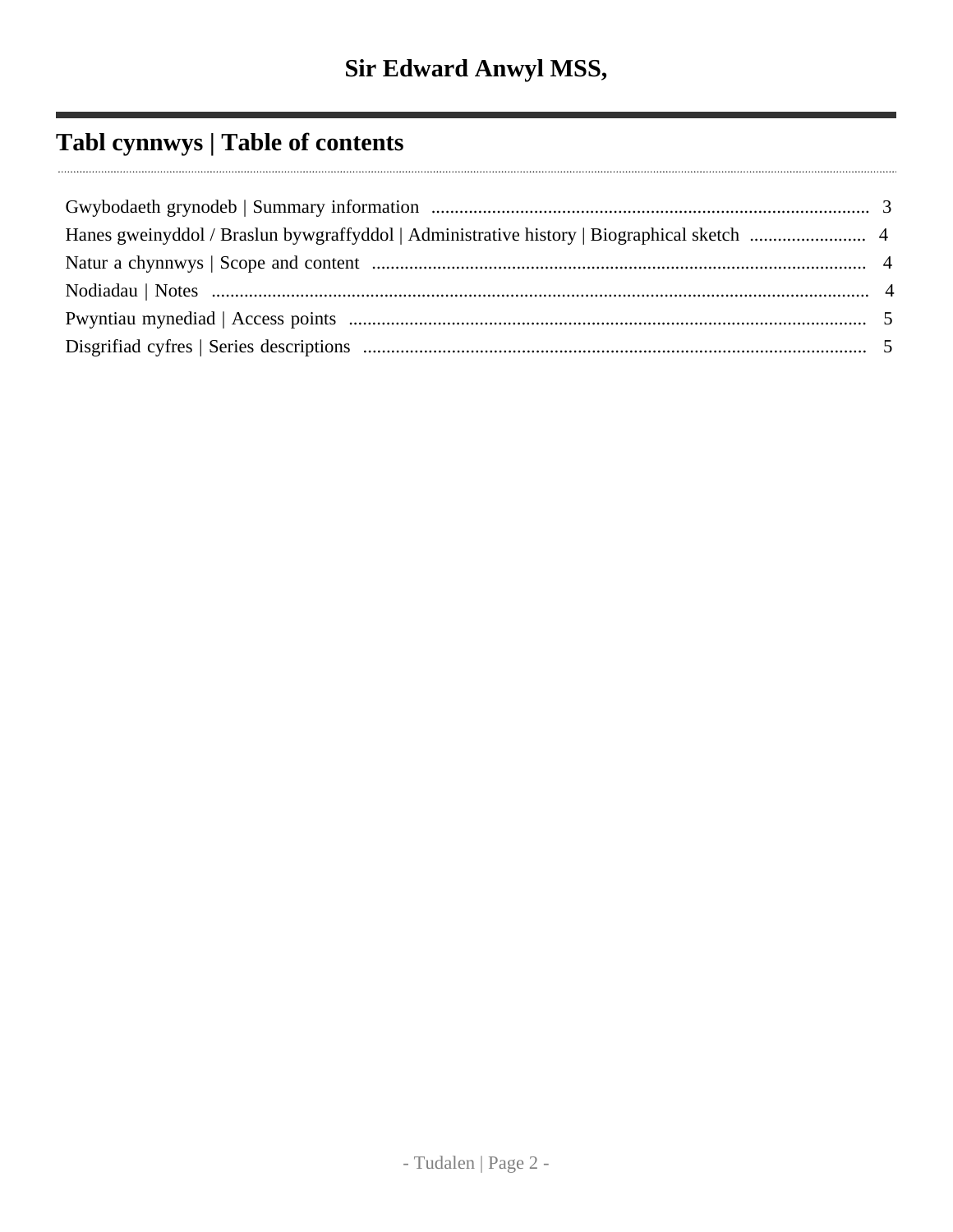# Sir Edward Anwyl MSS,

## Tabl cynnwys | Table of contents

- Gwybodaeth grynodeb | Summary information .......... 3
- Hanes gweinyddol / Braslun bywgraffyddol | Administrative history | Biographical sketch .......... 4
- Natur a chynnwys | Scope and content .......... 4
- Nodiadau | Notes .......... 4
- Pwyntiau mynediad | Access points .......... 5
- Disgrifiad cyfres | Series descriptions .......... 5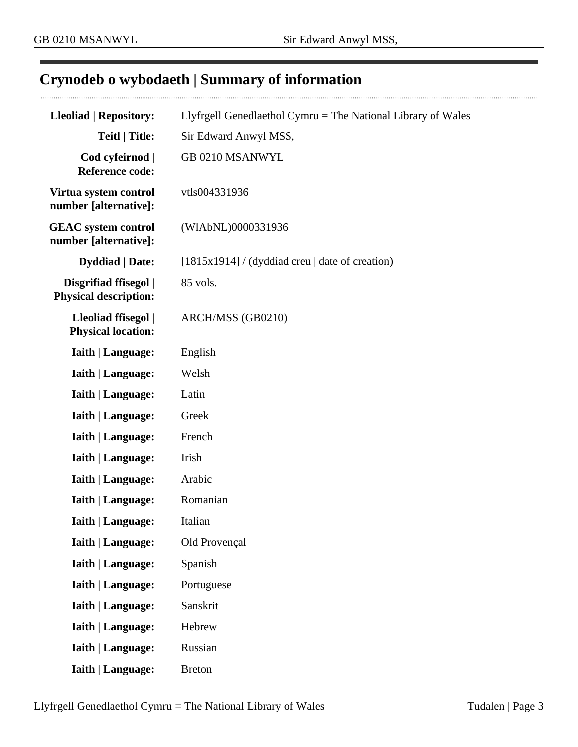## Crynodeb o wybodaeth | Summary of information

| | |
|---|---|
| **Lleoliad \| Repository:** | Llyfrgell Genedlaethol Cymru = The National Library of Wales |
| **Teitl \| Title:** | Sir Edward Anwyl MSS, |
| **Cod cyfeirnod \| Reference code:** | GB 0210 MSANWYL |
| **Virtua system control number [alternative]:** | vtls004331936 |
| **GEAC system control number [alternative]:** | (WlAbNL)0000331936 |
| **Dyddiad \| Date:** | [1815x1914] / (dyddiad creu \| date of creation) |
| **Disgrifiad ffisegol \| Physical description:** | 85 vols. |
| **Lleoliad ffisegol \| Physical location:** | ARCH/MSS (GB0210) |
| **Iaith \| Language:** | English |
| **Iaith \| Language:** | Welsh |
| **Iaith \| Language:** | Latin |
| **Iaith \| Language:** | Greek |
| **Iaith \| Language:** | French |
| **Iaith \| Language:** | Irish |
| **Iaith \| Language:** | Arabic |
| **Iaith \| Language:** | Romanian |
| **Iaith \| Language:** | Italian |
| **Iaith \| Language:** | Old Provençal |
| **Iaith \| Language:** | Spanish |
| **Iaith \| Language:** | Portuguese |
| **Iaith \| Language:** | Sanskrit |
| **Iaith \| Language:** | Hebrew |
| **Iaith \| Language:** | Russian |
| **Iaith \| Language:** | Breton |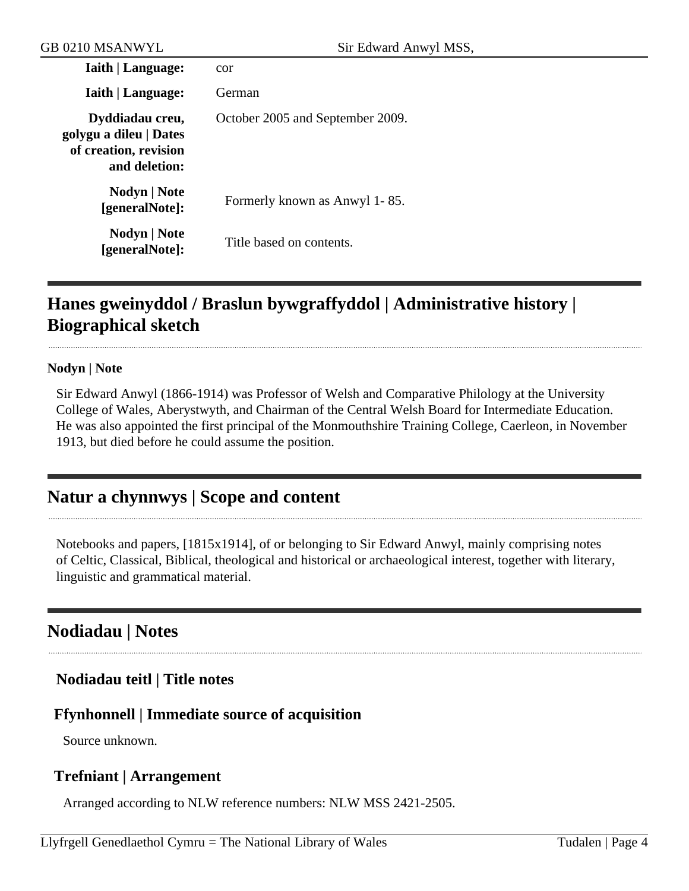**Iaith | Language:** cor

**Iaith | Language:** German

**Dyddiadau creu, golygu a dileu | Dates of creation, revision and deletion:** October 2005 and September 2009.

**Nodyn | Note [generalNote]:** Formerly known as Anwyl 1- 85.

**Nodyn | Note [generalNote]:** Title based on contents.

## Hanes gweinyddol / Braslun bywgraffyddol | Administrative history | Biographical sketch

**Nodyn | Note**

Sir Edward Anwyl (1866-1914) was Professor of Welsh and Comparative Philology at the University College of Wales, Aberystwyth, and Chairman of the Central Welsh Board for Intermediate Education. He was also appointed the first principal of the Monmouthshire Training College, Caerleon, in November 1913, but died before he could assume the position.

## Natur a chynnwys | Scope and content

Notebooks and papers, [1815x1914], of or belonging to Sir Edward Anwyl, mainly comprising notes of Celtic, Classical, Biblical, theological and historical or archaeological interest, together with literary, linguistic and grammatical material.

## Nodiadau | Notes

### Nodiadau teitl | Title notes

### Ffynhonnell | Immediate source of acquisition

Source unknown.

### Trefniant | Arrangement

Arranged according to NLW reference numbers: NLW MSS 2421-2505.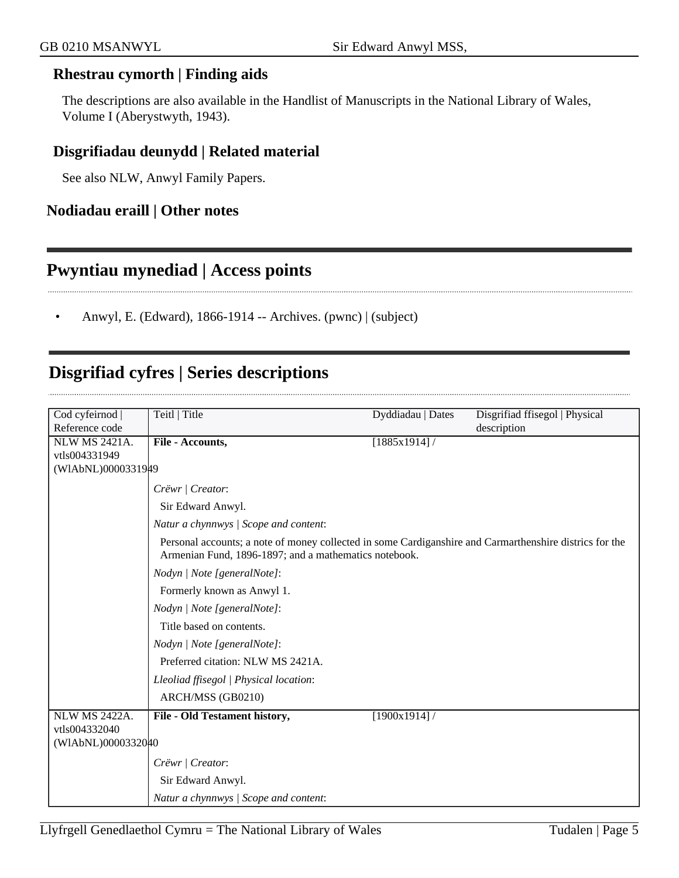### Rhestrau cymorth | Finding aids

The descriptions are also available in the Handlist of Manuscripts in the National Library of Wales, Volume I (Aberystwyth, 1943).

### Disgrifiadau deunydd | Related material

See also NLW, Anwyl Family Papers.

### Nodiadau eraill | Other notes

## Pwyntiau mynediad | Access points

- Anwyl, E. (Edward), 1866-1914 -- Archives. (pwnc) | (subject)

## Disgrifiad cyfres | Series descriptions

| Cod cyfeirnod \| Reference code | Teitl \| Title | Dyddiadau \| Dates | Disgrifiad ffisegol \| Physical description |
|---|---|---|---|
| NLW MS 2421A. vtls004331949 (WlAbNL)0000331949 | **File - Accounts,** | [1885x1914] / | |
| | *Crëwr \| Creator*: Sir Edward Anwyl.<br>*Natur a chynnwys \| Scope and content*: Personal accounts; a note of money collected in some Cardiganshire and Carmarthenshire districs for the Armenian Fund, 1896-1897; and a mathematics notebook.<br>*Nodyn \| Note [generalNote]*: Formerly known as Anwyl 1.<br>*Nodyn \| Note [generalNote]*: Title based on contents.<br>*Nodyn \| Note [generalNote]*: Preferred citation: NLW MS 2421A.<br>*Lleoliad ffisegol \| Physical location*: ARCH/MSS (GB0210) | | |
| NLW MS 2422A. vtls004332040 (WlAbNL)0000332040 | **File - Old Testament history,** | [1900x1914] / | |
| | *Crëwr \| Creator*: Sir Edward Anwyl.<br>*Natur a chynnwys \| Scope and content*: | | |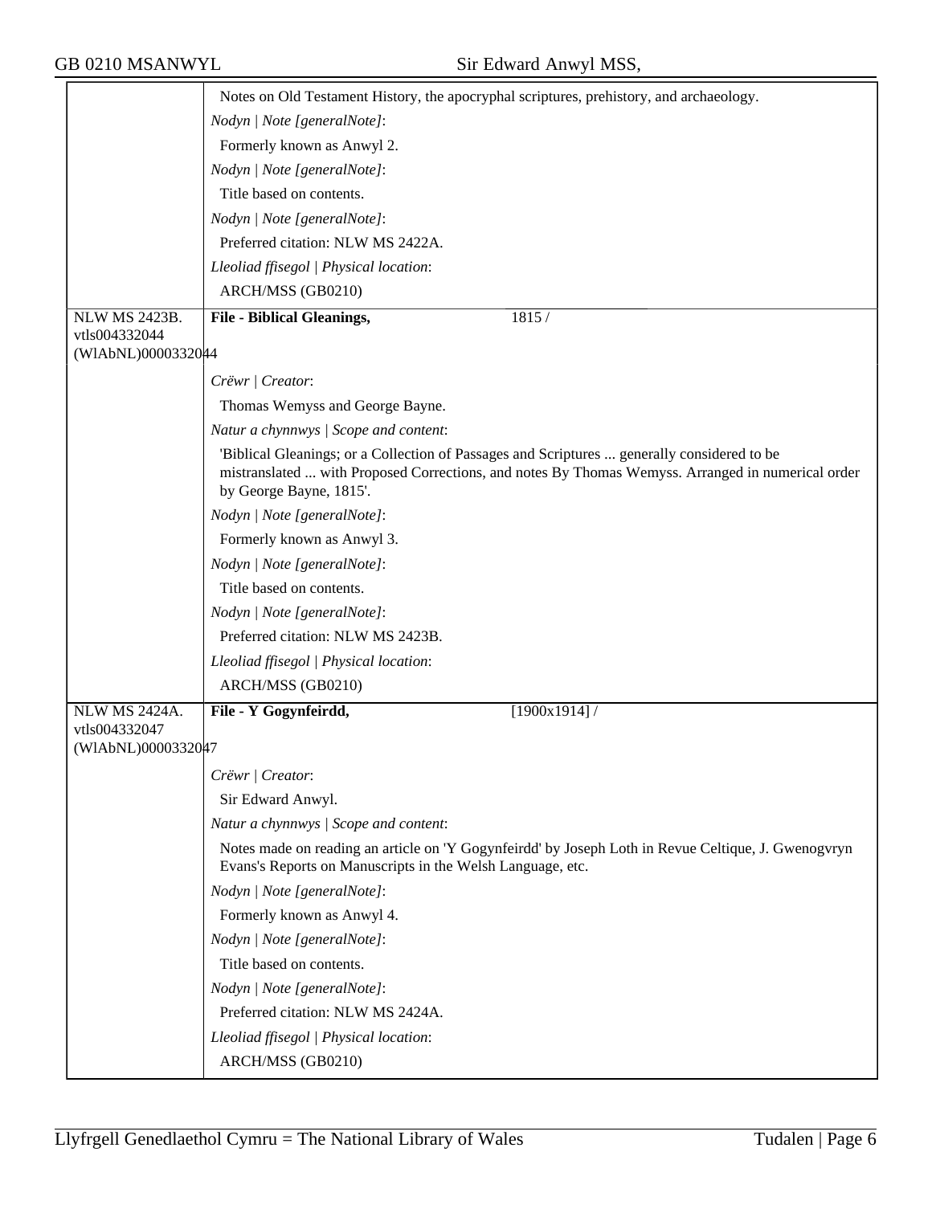| | |
|---|---|
| | Notes on Old Testament History, the apocryphal scriptures, prehistory, and archaeology. |
| | *Nodyn \| Note [generalNote]*: |
| | Formerly known as Anwyl 2. |
| | *Nodyn \| Note [generalNote]*: |
| | Title based on contents. |
| | *Nodyn \| Note [generalNote]*: |
| | Preferred citation: NLW MS 2422A. |
| | *Lleoliad ffisegol \| Physical location*: |
| | ARCH/MSS (GB0210) |
| NLW MS 2423B. vtls004332044 (WlAbNL)0000332044 | **File - Biblical Gleanings,** 1815 / |
| | *Crëwr \| Creator*: |
| | Thomas Wemyss and George Bayne. |
| | *Natur a chynnwys \| Scope and content*: |
| | 'Biblical Gleanings; or a Collection of Passages and Scriptures ... generally considered to be mistranslated ... with Proposed Corrections, and notes By Thomas Wemyss. Arranged in numerical order by George Bayne, 1815'. |
| | *Nodyn \| Note [generalNote]*: |
| | Formerly known as Anwyl 3. |
| | *Nodyn \| Note [generalNote]*: |
| | Title based on contents. |
| | *Nodyn \| Note [generalNote]*: |
| | Preferred citation: NLW MS 2423B. |
| | *Lleoliad ffisegol \| Physical location*: |
| | ARCH/MSS (GB0210) |
| NLW MS 2424A. vtls004332047 (WlAbNL)0000332047 | **File - Y Gogynfeirdd,** [1900x1914] / |
| | *Crëwr \| Creator*: |
| | Sir Edward Anwyl. |
| | *Natur a chynnwys \| Scope and content*: |
| | Notes made on reading an article on 'Y Gogynfeirdd' by Joseph Loth in Revue Celtique, J. Gwenogvryn Evans's Reports on Manuscripts in the Welsh Language, etc. |
| | *Nodyn \| Note [generalNote]*: |
| | Formerly known as Anwyl 4. |
| | *Nodyn \| Note [generalNote]*: |
| | Title based on contents. |
| | *Nodyn \| Note [generalNote]*: |
| | Preferred citation: NLW MS 2424A. |
| | *Lleoliad ffisegol \| Physical location*: |
| | ARCH/MSS (GB0210) |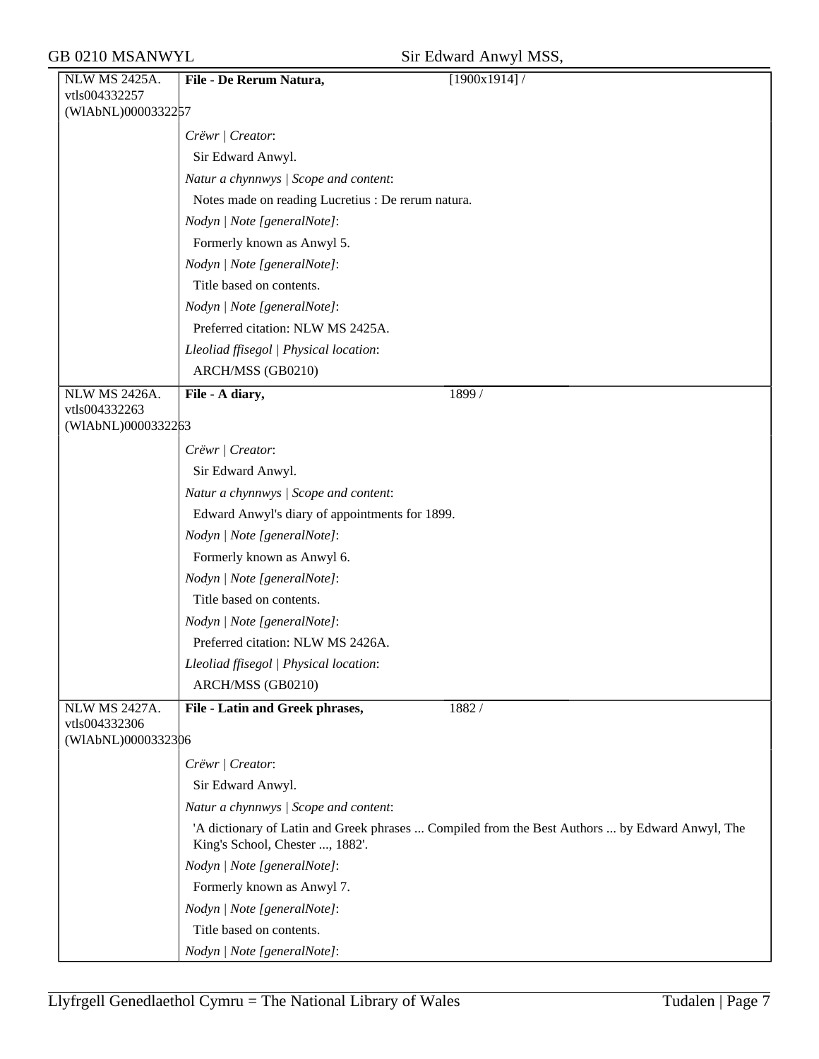| | | |
|---|---|---|
| NLW MS 2425A.<br>vtls004332257<br>(WlAbNL)0000332257 | **File - De Rerum Natura,** | [1900x1914] / |
| | *Crëwr \| Creator*:<br>Sir Edward Anwyl.<br>*Natur a chynnwys \| Scope and content*:<br>Notes made on reading Lucretius : De rerum natura.<br>*Nodyn \| Note [generalNote]*:<br>Formerly known as Anwyl 5.<br>*Nodyn \| Note [generalNote]*:<br>Title based on contents.<br>*Nodyn \| Note [generalNote]*:<br>Preferred citation: NLW MS 2425A.<br>*Lleoliad ffisegol \| Physical location*:<br>ARCH/MSS (GB0210) | |
| NLW MS 2426A.<br>vtls004332263<br>(WlAbNL)0000332263 | **File - A diary,** | 1899 / |
| | *Crëwr \| Creator*:<br>Sir Edward Anwyl.<br>*Natur a chynnwys \| Scope and content*:<br>Edward Anwyl's diary of appointments for 1899.<br>*Nodyn \| Note [generalNote]*:<br>Formerly known as Anwyl 6.<br>*Nodyn \| Note [generalNote]*:<br>Title based on contents.<br>*Nodyn \| Note [generalNote]*:<br>Preferred citation: NLW MS 2426A.<br>*Lleoliad ffisegol \| Physical location*:<br>ARCH/MSS (GB0210) | |
| NLW MS 2427A.<br>vtls004332306<br>(WlAbNL)0000332306 | **File - Latin and Greek phrases,** | 1882 / |
| | *Crëwr \| Creator*:<br>Sir Edward Anwyl.<br>*Natur a chynnwys \| Scope and content*:<br>'A dictionary of Latin and Greek phrases ... Compiled from the Best Authors ... by Edward Anwyl, The King's School, Chester ..., 1882'.<br>*Nodyn \| Note [generalNote]*:<br>Formerly known as Anwyl 7.<br>*Nodyn \| Note [generalNote]*:<br>Title based on contents.<br>*Nodyn \| Note [generalNote]*: | |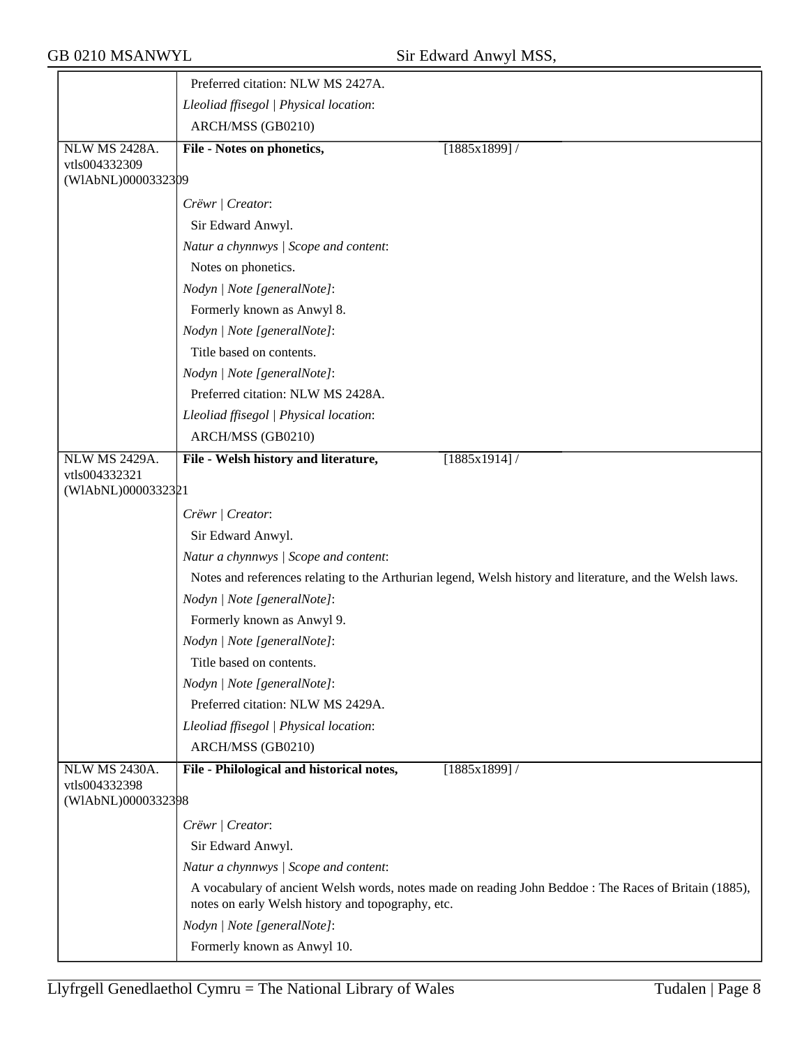| | |
|---|---|
| | Preferred citation: NLW MS 2427A. |
| | *Lleoliad ffisegol \| Physical location*: |
| | ARCH/MSS (GB0210) |
| NLW MS 2428A. vtls004332309 (WlAbNL)0000332309 | **File - Notes on phonetics,** [1885x1899] / |
| | *Crëwr \| Creator*: |
| | Sir Edward Anwyl. |
| | *Natur a chynnwys \| Scope and content*: |
| | Notes on phonetics. |
| | *Nodyn \| Note [generalNote]*: |
| | Formerly known as Anwyl 8. |
| | *Nodyn \| Note [generalNote]*: |
| | Title based on contents. |
| | *Nodyn \| Note [generalNote]*: |
| | Preferred citation: NLW MS 2428A. |
| | *Lleoliad ffisegol \| Physical location*: |
| | ARCH/MSS (GB0210) |
| NLW MS 2429A. vtls004332321 (WlAbNL)0000332321 | **File - Welsh history and literature,** [1885x1914] / |
| | *Crëwr \| Creator*: |
| | Sir Edward Anwyl. |
| | *Natur a chynnwys \| Scope and content*: |
| | Notes and references relating to the Arthurian legend, Welsh history and literature, and the Welsh laws. |
| | *Nodyn \| Note [generalNote]*: |
| | Formerly known as Anwyl 9. |
| | *Nodyn \| Note [generalNote]*: |
| | Title based on contents. |
| | *Nodyn \| Note [generalNote]*: |
| | Preferred citation: NLW MS 2429A. |
| | *Lleoliad ffisegol \| Physical location*: |
| | ARCH/MSS (GB0210) |
| NLW MS 2430A. vtls004332398 (WlAbNL)0000332398 | **File - Philological and historical notes,** [1885x1899] / |
| | *Crëwr \| Creator*: |
| | Sir Edward Anwyl. |
| | *Natur a chynnwys \| Scope and content*: |
| | A vocabulary of ancient Welsh words, notes made on reading John Beddoe : The Races of Britain (1885), notes on early Welsh history and topography, etc. |
| | *Nodyn \| Note [generalNote]*: |
| | Formerly known as Anwyl 10. |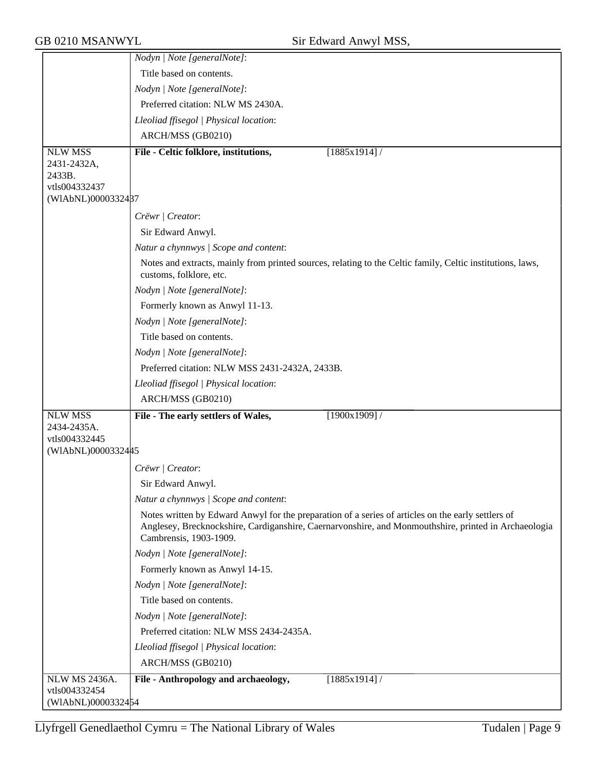*Nodyn | Note [generalNote]*:

Title based on contents.

*Nodyn | Note [generalNote]*:

Preferred citation: NLW MS 2430A.

*Lleoliad ffisegol | Physical location*:

ARCH/MSS (GB0210)

---

NLW MSS 2431-2432A, 2433B.
vtls004332437
(WlAbNL)0000332437

**File - Celtic folklore, institutions,** [1885x1914] /

*Crëwr | Creator*:

Sir Edward Anwyl.

*Natur a chynnwys | Scope and content*:

Notes and extracts, mainly from printed sources, relating to the Celtic family, Celtic institutions, laws, customs, folklore, etc.

*Nodyn | Note [generalNote]*:

Formerly known as Anwyl 11-13.

*Nodyn | Note [generalNote]*:

Title based on contents.

*Nodyn | Note [generalNote]*:

Preferred citation: NLW MSS 2431-2432A, 2433B.

*Lleoliad ffisegol | Physical location*:

ARCH/MSS (GB0210)

---

NLW MSS 2434-2435A.
vtls004332445
(WlAbNL)0000332445

**File - The early settlers of Wales,** [1900x1909] /

*Crëwr | Creator*:

Sir Edward Anwyl.

*Natur a chynnwys | Scope and content*:

Notes written by Edward Anwyl for the preparation of a series of articles on the early settlers of Anglesey, Brecknockshire, Cardiganshire, Caernarvonshire, and Monmouthshire, printed in Archaeologia Cambrensis, 1903-1909.

*Nodyn | Note [generalNote]*:

Formerly known as Anwyl 14-15.

*Nodyn | Note [generalNote]*:

Title based on contents.

*Nodyn | Note [generalNote]*:

Preferred citation: NLW MSS 2434-2435A.

*Lleoliad ffisegol | Physical location*:

ARCH/MSS (GB0210)

---

NLW MS 2436A.
vtls004332454
(WlAbNL)0000332454

**File - Anthropology and archaeology,** [1885x1914] /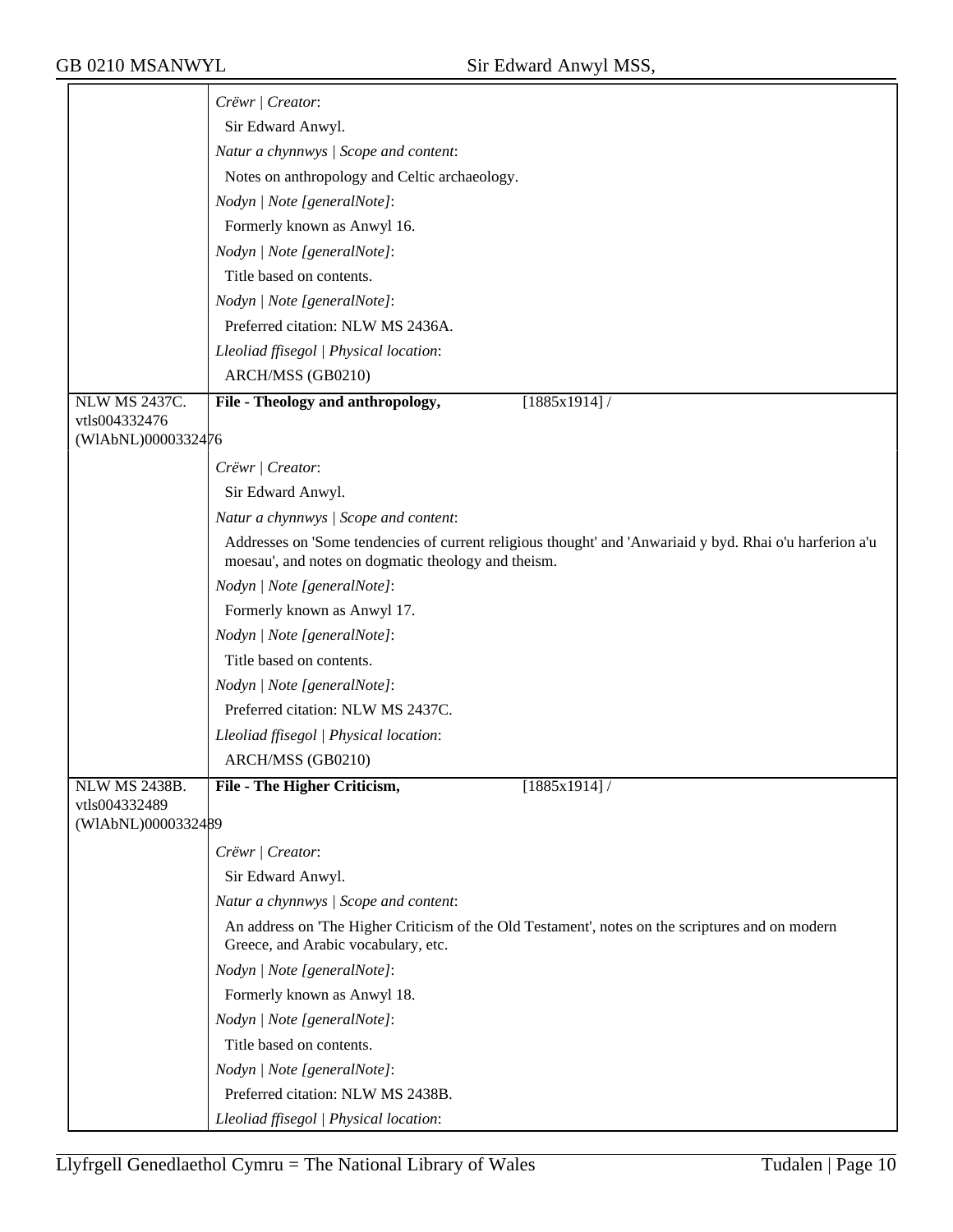*Crëwr | Creator*:

Sir Edward Anwyl.

*Natur a chynnwys | Scope and content*:

Notes on anthropology and Celtic archaeology.

*Nodyn | Note [generalNote]*:

Formerly known as Anwyl 16.

*Nodyn | Note [generalNote]*:

Title based on contents.

*Nodyn | Note [generalNote]*:

Preferred citation: NLW MS 2436A.

*Lleoliad ffisegol | Physical location*:

ARCH/MSS (GB0210)

---

NLW MS 2437C.
vtls004332476
(WlAbNL)0000332476

**File - Theology and anthropology,** [1885x1914] /

*Crëwr | Creator*:

Sir Edward Anwyl.

*Natur a chynnwys | Scope and content*:

Addresses on 'Some tendencies of current religious thought' and 'Anwariaid y byd. Rhai o'u harferion a'u moesau', and notes on dogmatic theology and theism.

*Nodyn | Note [generalNote]*:

Formerly known as Anwyl 17.

*Nodyn | Note [generalNote]*:

Title based on contents.

*Nodyn | Note [generalNote]*:

Preferred citation: NLW MS 2437C.

*Lleoliad ffisegol | Physical location*:

ARCH/MSS (GB0210)

---

NLW MS 2438B.
vtls004332489
(WlAbNL)0000332489

**File - The Higher Criticism,** [1885x1914] /

*Crëwr | Creator*:

Sir Edward Anwyl.

*Natur a chynnwys | Scope and content*:

An address on 'The Higher Criticism of the Old Testament', notes on the scriptures and on modern Greece, and Arabic vocabulary, etc.

*Nodyn | Note [generalNote]*:

Formerly known as Anwyl 18.

*Nodyn | Note [generalNote]*:

Title based on contents.

*Nodyn | Note [generalNote]*:

Preferred citation: NLW MS 2438B.

*Lleoliad ffisegol | Physical location*: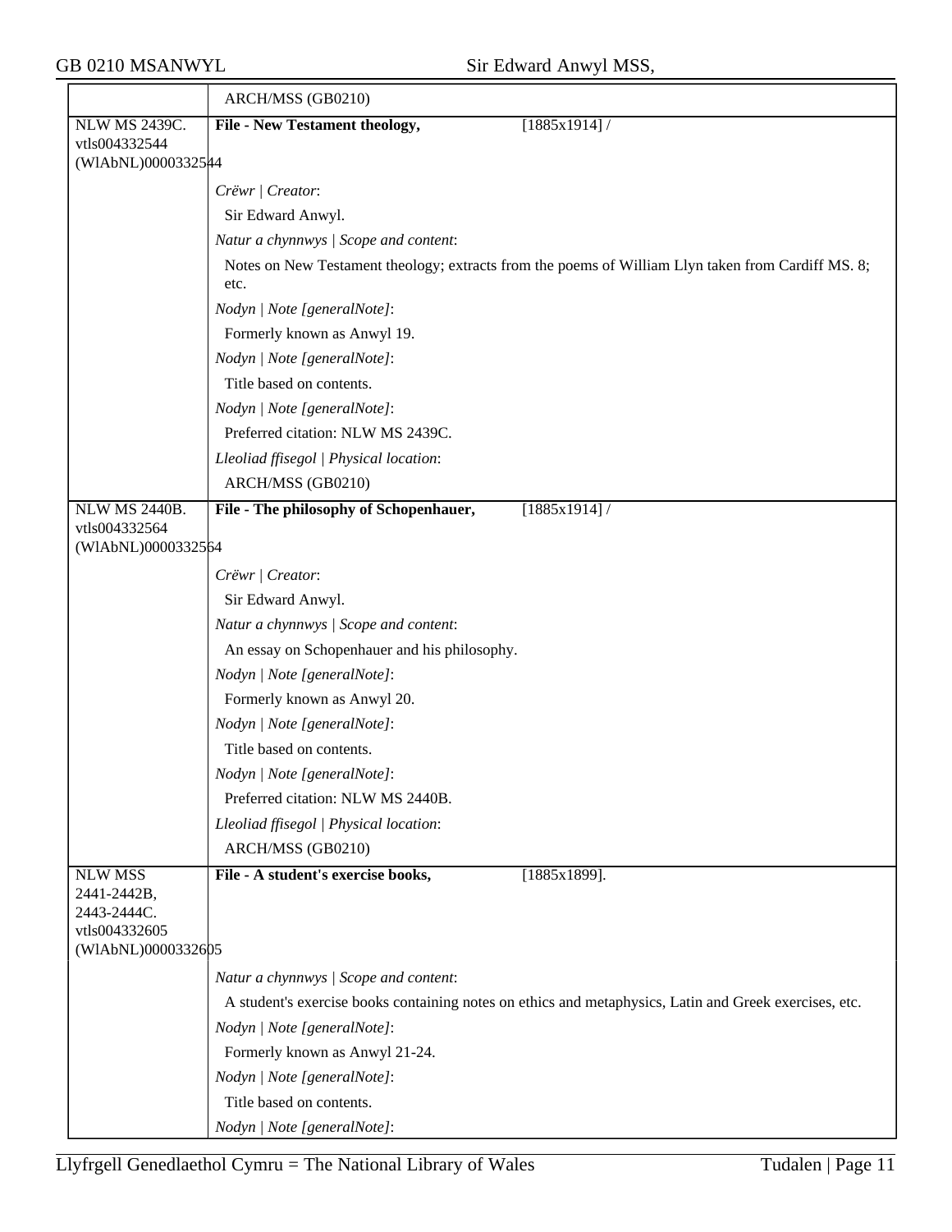| | ARCH/MSS (GB0210) |
|---|---|
| NLW MS 2439C. vtls004332544 (WlAbNL)0000332544 | **File - New Testament theology,** [1885x1914] / |
| | *Crëwr \| Creator*: |
| | Sir Edward Anwyl. |
| | *Natur a chynnwys \| Scope and content*: |
| | Notes on New Testament theology; extracts from the poems of William Llyn taken from Cardiff MS. 8; etc. |
| | *Nodyn \| Note [generalNote]*: |
| | Formerly known as Anwyl 19. |
| | *Nodyn \| Note [generalNote]*: |
| | Title based on contents. |
| | *Nodyn \| Note [generalNote]*: |
| | Preferred citation: NLW MS 2439C. |
| | *Lleoliad ffisegol \| Physical location*: |
| | ARCH/MSS (GB0210) |
| NLW MS 2440B. vtls004332564 (WlAbNL)0000332564 | **File - The philosophy of Schopenhauer,** [1885x1914] / |
| | *Crëwr \| Creator*: |
| | Sir Edward Anwyl. |
| | *Natur a chynnwys \| Scope and content*: |
| | An essay on Schopenhauer and his philosophy. |
| | *Nodyn \| Note [generalNote]*: |
| | Formerly known as Anwyl 20. |
| | *Nodyn \| Note [generalNote]*: |
| | Title based on contents. |
| | *Nodyn \| Note [generalNote]*: |
| | Preferred citation: NLW MS 2440B. |
| | *Lleoliad ffisegol \| Physical location*: |
| | ARCH/MSS (GB0210) |
| NLW MSS 2441-2442B, 2443-2444C. vtls004332605 (WlAbNL)0000332605 | **File - A student's exercise books,** [1885x1899]. |
| | *Natur a chynnwys \| Scope and content*: |
| | A student's exercise books containing notes on ethics and metaphysics, Latin and Greek exercises, etc. |
| | *Nodyn \| Note [generalNote]*: |
| | Formerly known as Anwyl 21-24. |
| | *Nodyn \| Note [generalNote]*: |
| | Title based on contents. |
| | *Nodyn \| Note [generalNote]*: |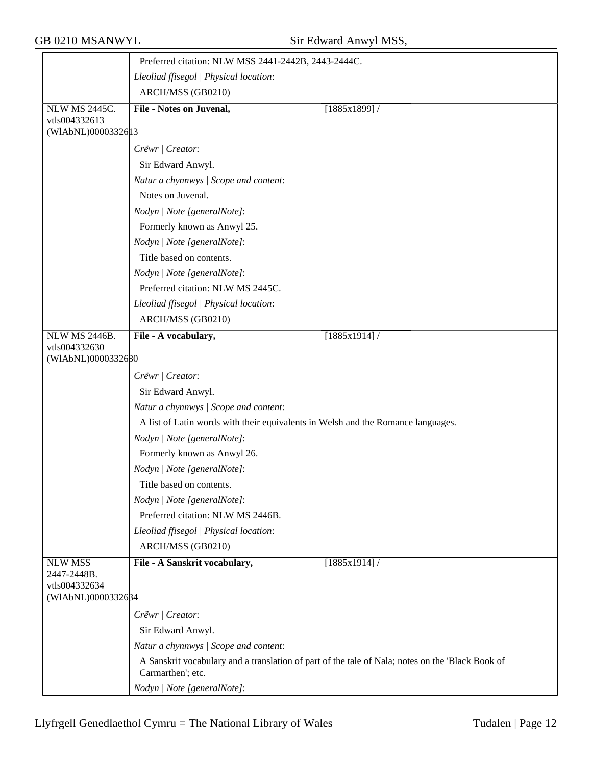Preferred citation: NLW MSS 2441-2442B, 2443-2444C.

*Lleoliad ffisegol | Physical location*:

ARCH/MSS (GB0210)

---

NLW MS 2445C.
vtls004332613
(WlAbNL)0000332613

**File - Notes on Juvenal,** [1885x1899] /

*Crëwr | Creator*:

Sir Edward Anwyl.

*Natur a chynnwys | Scope and content*:

Notes on Juvenal.

*Nodyn | Note [generalNote]*:

Formerly known as Anwyl 25.

*Nodyn | Note [generalNote]*:

Title based on contents.

*Nodyn | Note [generalNote]*:

Preferred citation: NLW MS 2445C.

*Lleoliad ffisegol | Physical location*:

ARCH/MSS (GB0210)

---

NLW MS 2446B.
vtls004332630
(WlAbNL)0000332630

**File - A vocabulary,** [1885x1914] /

*Crëwr | Creator*:

Sir Edward Anwyl.

*Natur a chynnwys | Scope and content*:

A list of Latin words with their equivalents in Welsh and the Romance languages.

*Nodyn | Note [generalNote]*:

Formerly known as Anwyl 26.

*Nodyn | Note [generalNote]*:

Title based on contents.

*Nodyn | Note [generalNote]*:

Preferred citation: NLW MS 2446B.

*Lleoliad ffisegol | Physical location*:

ARCH/MSS (GB0210)

---

NLW MSS 2447-2448B.
vtls004332634
(WlAbNL)0000332634

**File - A Sanskrit vocabulary,** [1885x1914] /

*Crëwr | Creator*:

Sir Edward Anwyl.

*Natur a chynnwys | Scope and content*:

A Sanskrit vocabulary and a translation of part of the tale of Nala; notes on the 'Black Book of Carmarthen'; etc.

*Nodyn | Note [generalNote]*: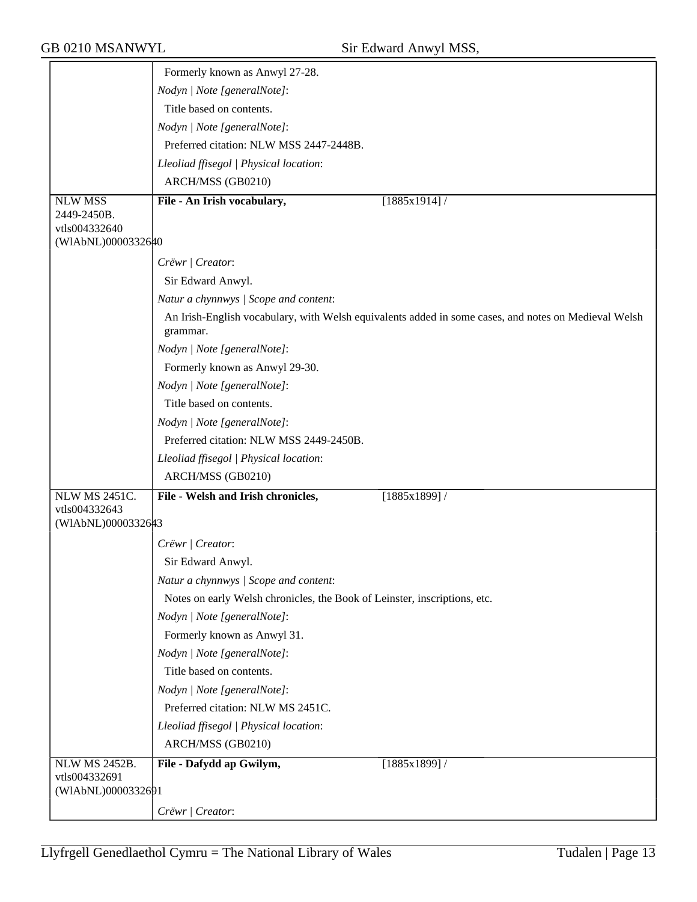Formerly known as Anwyl 27-28.

*Nodyn | Note [generalNote]*:

Title based on contents.

*Nodyn | Note [generalNote]*:

Preferred citation: NLW MSS 2447-2448B.

*Lleoliad ffisegol | Physical location*:

ARCH/MSS (GB0210)

---

NLW MSS 2449-2450B.
vtls004332640
(WlAbNL)0000332640

**File - An Irish vocabulary,** [1885x1914] /

*Crëwr | Creator*:

Sir Edward Anwyl.

*Natur a chynnwys | Scope and content*:

An Irish-English vocabulary, with Welsh equivalents added in some cases, and notes on Medieval Welsh grammar.

*Nodyn | Note [generalNote]*:

Formerly known as Anwyl 29-30.

*Nodyn | Note [generalNote]*:

Title based on contents.

*Nodyn | Note [generalNote]*:

Preferred citation: NLW MSS 2449-2450B.

*Lleoliad ffisegol | Physical location*:

ARCH/MSS (GB0210)

---

NLW MS 2451C.
vtls004332643
(WlAbNL)0000332643

**File - Welsh and Irish chronicles,** [1885x1899] /

*Crëwr | Creator*:

Sir Edward Anwyl.

*Natur a chynnwys | Scope and content*:

Notes on early Welsh chronicles, the Book of Leinster, inscriptions, etc.

*Nodyn | Note [generalNote]*:

Formerly known as Anwyl 31.

*Nodyn | Note [generalNote]*:

Title based on contents.

*Nodyn | Note [generalNote]*:

Preferred citation: NLW MS 2451C.

*Lleoliad ffisegol | Physical location*:

ARCH/MSS (GB0210)

---

NLW MS 2452B.
vtls004332691
(WlAbNL)0000332691

**File - Dafydd ap Gwilym,** [1885x1899] /

*Crëwr | Creator*: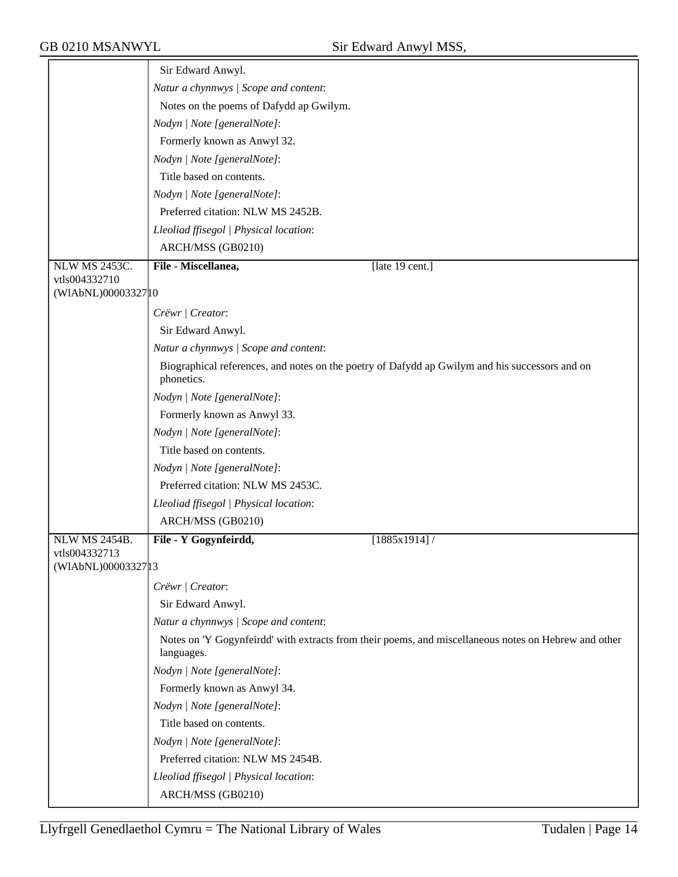| | |
|---|---|
| | Sir Edward Anwyl.<br>*Natur a chynnwys \| Scope and content*:<br>Notes on the poems of Dafydd ap Gwilym.<br>*Nodyn \| Note [generalNote]*:<br>Formerly known as Anwyl 32.<br>*Nodyn \| Note [generalNote]*:<br>Title based on contents.<br>*Nodyn \| Note [generalNote]*:<br>Preferred citation: NLW MS 2452B.<br>*Lleoliad ffisegol \| Physical location*:<br>ARCH/MSS (GB0210) |
| NLW MS 2453C.<br>vtls004332710<br>(WlAbNL)0000332710 | **File - Miscellanea,** [late 19 cent.]<br>*Crëwr \| Creator*:<br>Sir Edward Anwyl.<br>*Natur a chynnwys \| Scope and content*:<br>Biographical references, and notes on the poetry of Dafydd ap Gwilym and his successors and on phonetics.<br>*Nodyn \| Note [generalNote]*:<br>Formerly known as Anwyl 33.<br>*Nodyn \| Note [generalNote]*:<br>Title based on contents.<br>*Nodyn \| Note [generalNote]*:<br>Preferred citation: NLW MS 2453C.<br>*Lleoliad ffisegol \| Physical location*:<br>ARCH/MSS (GB0210) |
| NLW MS 2454B.<br>vtls004332713<br>(WlAbNL)0000332713 | **File - Y Gogynfeirdd,** [1885x1914] /<br>*Crëwr \| Creator*:<br>Sir Edward Anwyl.<br>*Natur a chynnwys \| Scope and content*:<br>Notes on 'Y Gogynfeirdd' with extracts from their poems, and miscellaneous notes on Hebrew and other languages.<br>*Nodyn \| Note [generalNote]*:<br>Formerly known as Anwyl 34.<br>*Nodyn \| Note [generalNote]*:<br>Title based on contents.<br>*Nodyn \| Note [generalNote]*:<br>Preferred citation: NLW MS 2454B.<br>*Lleoliad ffisegol \| Physical location*:<br>ARCH/MSS (GB0210) |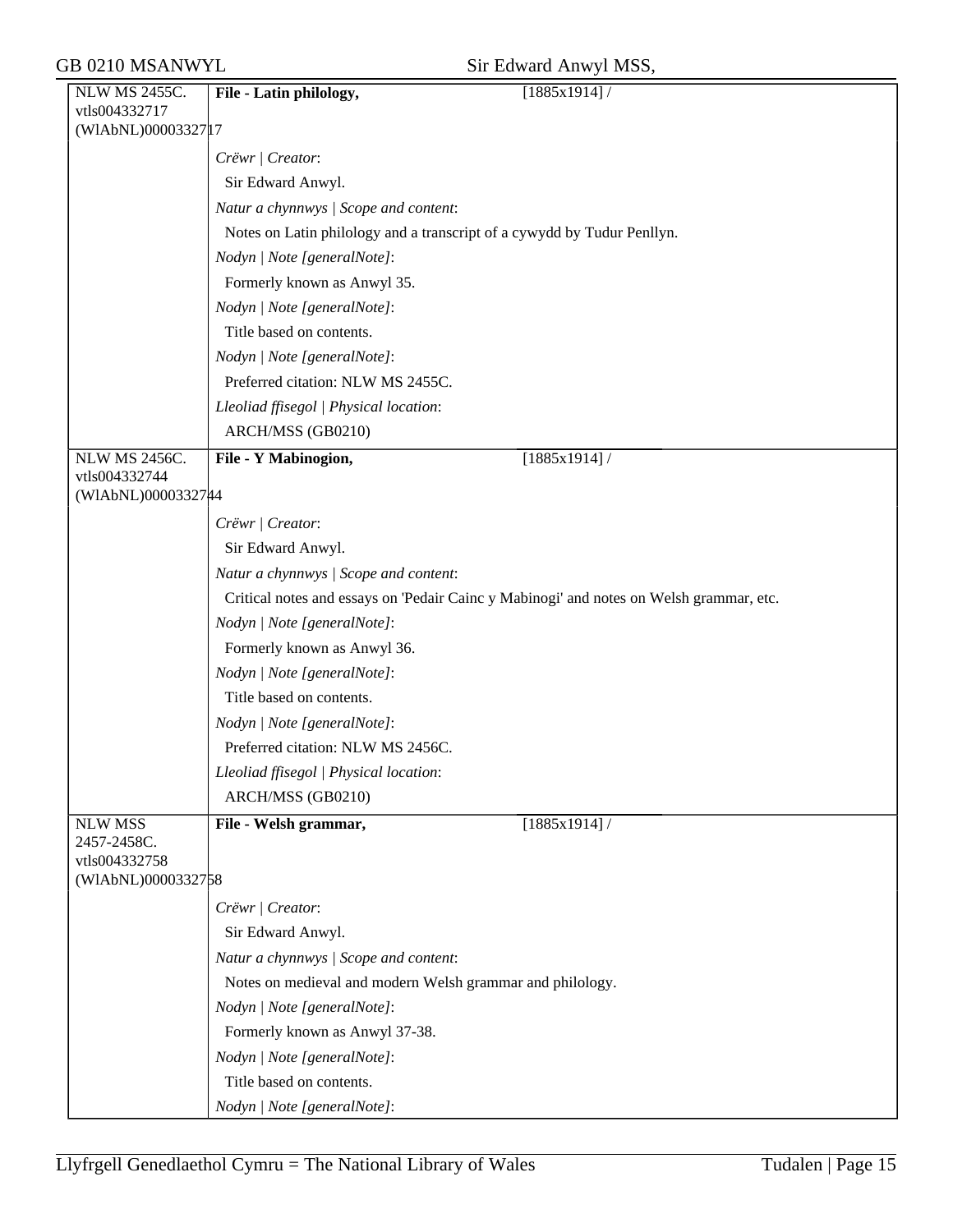| | | |
|---|---|---|
| NLW MS 2455C.<br>vtls004332717<br>(WlAbNL)0000332717 | **File - Latin philology,** | [1885x1914] / |
| | *Crëwr \| Creator*:<br>Sir Edward Anwyl.<br>*Natur a chynnwys \| Scope and content*:<br>Notes on Latin philology and a transcript of a cywydd by Tudur Penllyn.<br>*Nodyn \| Note [generalNote]*:<br>Formerly known as Anwyl 35.<br>*Nodyn \| Note [generalNote]*:<br>Title based on contents.<br>*Nodyn \| Note [generalNote]*:<br>Preferred citation: NLW MS 2455C.<br>*Lleoliad ffisegol \| Physical location*:<br>ARCH/MSS (GB0210) | |
| NLW MS 2456C.<br>vtls004332744<br>(WlAbNL)0000332744 | **File - Y Mabinogion,** | [1885x1914] / |
| | *Crëwr \| Creator*:<br>Sir Edward Anwyl.<br>*Natur a chynnwys \| Scope and content*:<br>Critical notes and essays on 'Pedair Cainc y Mabinogi' and notes on Welsh grammar, etc.<br>*Nodyn \| Note [generalNote]*:<br>Formerly known as Anwyl 36.<br>*Nodyn \| Note [generalNote]*:<br>Title based on contents.<br>*Nodyn \| Note [generalNote]*:<br>Preferred citation: NLW MS 2456C.<br>*Lleoliad ffisegol \| Physical location*:<br>ARCH/MSS (GB0210) | |
| NLW MSS 2457-2458C.<br>vtls004332758<br>(WlAbNL)0000332758 | **File - Welsh grammar,** | [1885x1914] / |
| | *Crëwr \| Creator*:<br>Sir Edward Anwyl.<br>*Natur a chynnwys \| Scope and content*:<br>Notes on medieval and modern Welsh grammar and philology.<br>*Nodyn \| Note [generalNote]*:<br>Formerly known as Anwyl 37-38.<br>*Nodyn \| Note [generalNote]*:<br>Title based on contents.<br>*Nodyn \| Note [generalNote]*: | |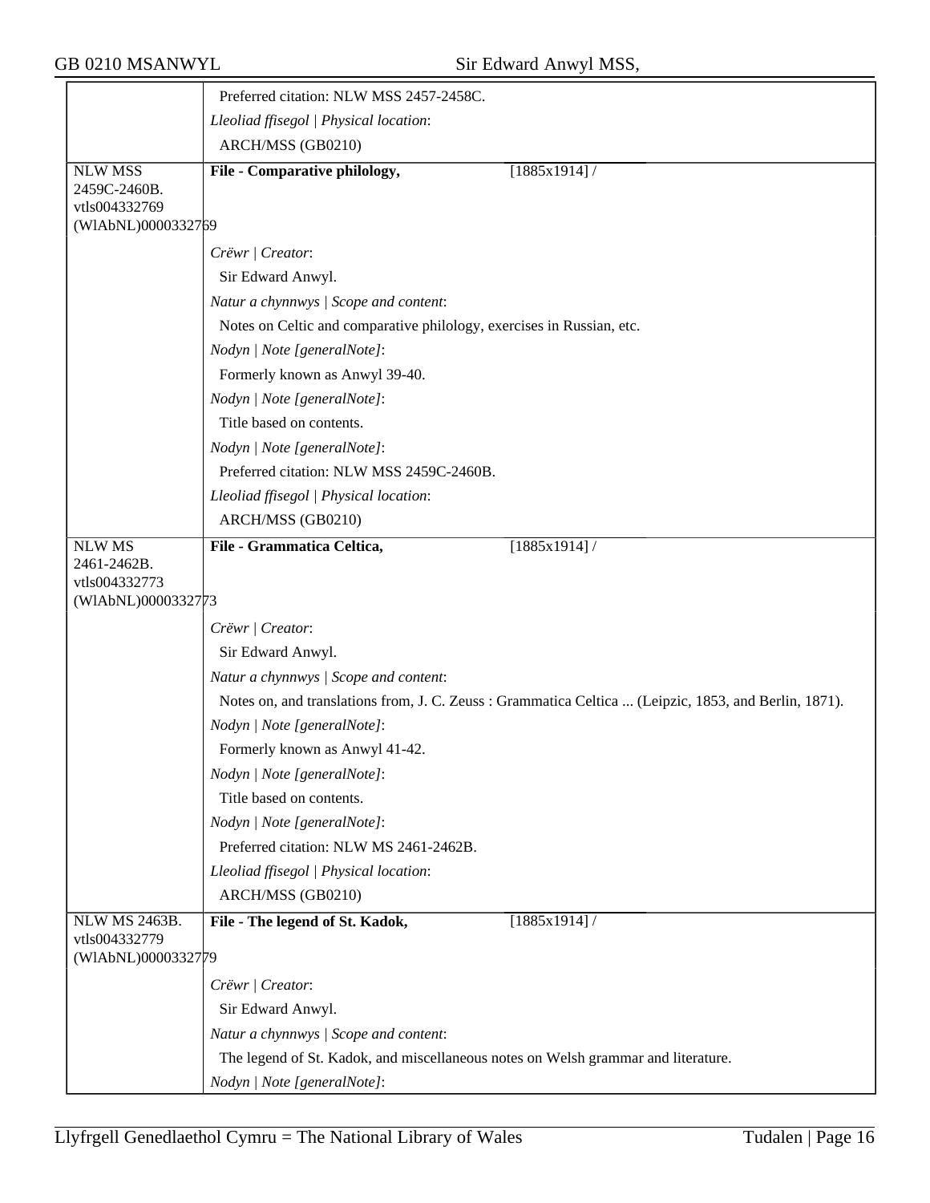| | |
|---|---|
| | Preferred citation: NLW MSS 2457-2458C. |
| | *Lleoliad ffisegol \| Physical location*: |
| | ARCH/MSS (GB0210) |
| NLW MSS 2459C-2460B. vtls004332769 (WlAbNL)0000332769 | **File - Comparative philology,** [1885x1914] / |
| | *Crëwr \| Creator*: |
| | Sir Edward Anwyl. |
| | *Natur a chynnwys \| Scope and content*: |
| | Notes on Celtic and comparative philology, exercises in Russian, etc. |
| | *Nodyn \| Note [generalNote]*: |
| | Formerly known as Anwyl 39-40. |
| | *Nodyn \| Note [generalNote]*: |
| | Title based on contents. |
| | *Nodyn \| Note [generalNote]*: |
| | Preferred citation: NLW MSS 2459C-2460B. |
| | *Lleoliad ffisegol \| Physical location*: |
| | ARCH/MSS (GB0210) |
| NLW MS 2461-2462B. vtls004332773 (WlAbNL)0000332773 | **File - Grammatica Celtica,** [1885x1914] / |
| | *Crëwr \| Creator*: |
| | Sir Edward Anwyl. |
| | *Natur a chynnwys \| Scope and content*: |
| | Notes on, and translations from, J. C. Zeuss : Grammatica Celtica ... (Leipzic, 1853, and Berlin, 1871). |
| | *Nodyn \| Note [generalNote]*: |
| | Formerly known as Anwyl 41-42. |
| | *Nodyn \| Note [generalNote]*: |
| | Title based on contents. |
| | *Nodyn \| Note [generalNote]*: |
| | Preferred citation: NLW MS 2461-2462B. |
| | *Lleoliad ffisegol \| Physical location*: |
| | ARCH/MSS (GB0210) |
| NLW MS 2463B. vtls004332779 (WlAbNL)0000332779 | **File - The legend of St. Kadok,** [1885x1914] / |
| | *Crëwr \| Creator*: |
| | Sir Edward Anwyl. |
| | *Natur a chynnwys \| Scope and content*: |
| | The legend of St. Kadok, and miscellaneous notes on Welsh grammar and literature. |
| | *Nodyn \| Note [generalNote]*: |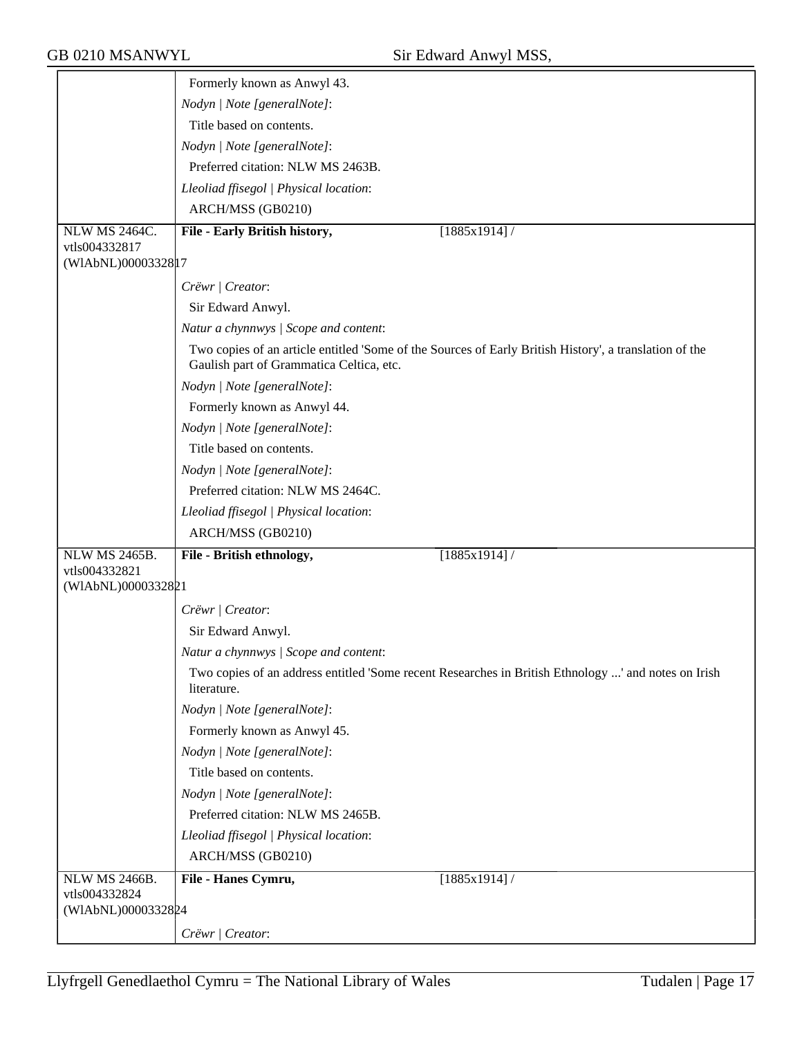| | |
|---|---|
| | Formerly known as Anwyl 43. |
| | *Nodyn \| Note [generalNote]*: |
| | Title based on contents. |
| | *Nodyn \| Note [generalNote]*: |
| | Preferred citation: NLW MS 2463B. |
| | *Lleoliad ffisegol \| Physical location*: |
| | ARCH/MSS (GB0210) |
| NLW MS 2464C. vtls004332817 (WlAbNL)0000332817 | **File - Early British history,** [1885x1914] / |
| | *Crëwr \| Creator*: |
| | Sir Edward Anwyl. |
| | *Natur a chynnwys \| Scope and content*: |
| | Two copies of an article entitled 'Some of the Sources of Early British History', a translation of the Gaulish part of Grammatica Celtica, etc. |
| | *Nodyn \| Note [generalNote]*: |
| | Formerly known as Anwyl 44. |
| | *Nodyn \| Note [generalNote]*: |
| | Title based on contents. |
| | *Nodyn \| Note [generalNote]*: |
| | Preferred citation: NLW MS 2464C. |
| | *Lleoliad ffisegol \| Physical location*: |
| | ARCH/MSS (GB0210) |
| NLW MS 2465B. vtls004332821 (WlAbNL)0000332821 | **File - British ethnology,** [1885x1914] / |
| | *Crëwr \| Creator*: |
| | Sir Edward Anwyl. |
| | *Natur a chynnwys \| Scope and content*: |
| | Two copies of an address entitled 'Some recent Researches in British Ethnology ...' and notes on Irish literature. |
| | *Nodyn \| Note [generalNote]*: |
| | Formerly known as Anwyl 45. |
| | *Nodyn \| Note [generalNote]*: |
| | Title based on contents. |
| | *Nodyn \| Note [generalNote]*: |
| | Preferred citation: NLW MS 2465B. |
| | *Lleoliad ffisegol \| Physical location*: |
| | ARCH/MSS (GB0210) |
| NLW MS 2466B. vtls004332824 (WlAbNL)0000332824 | **File - Hanes Cymru,** [1885x1914] / |
| | *Crëwr \| Creator*: |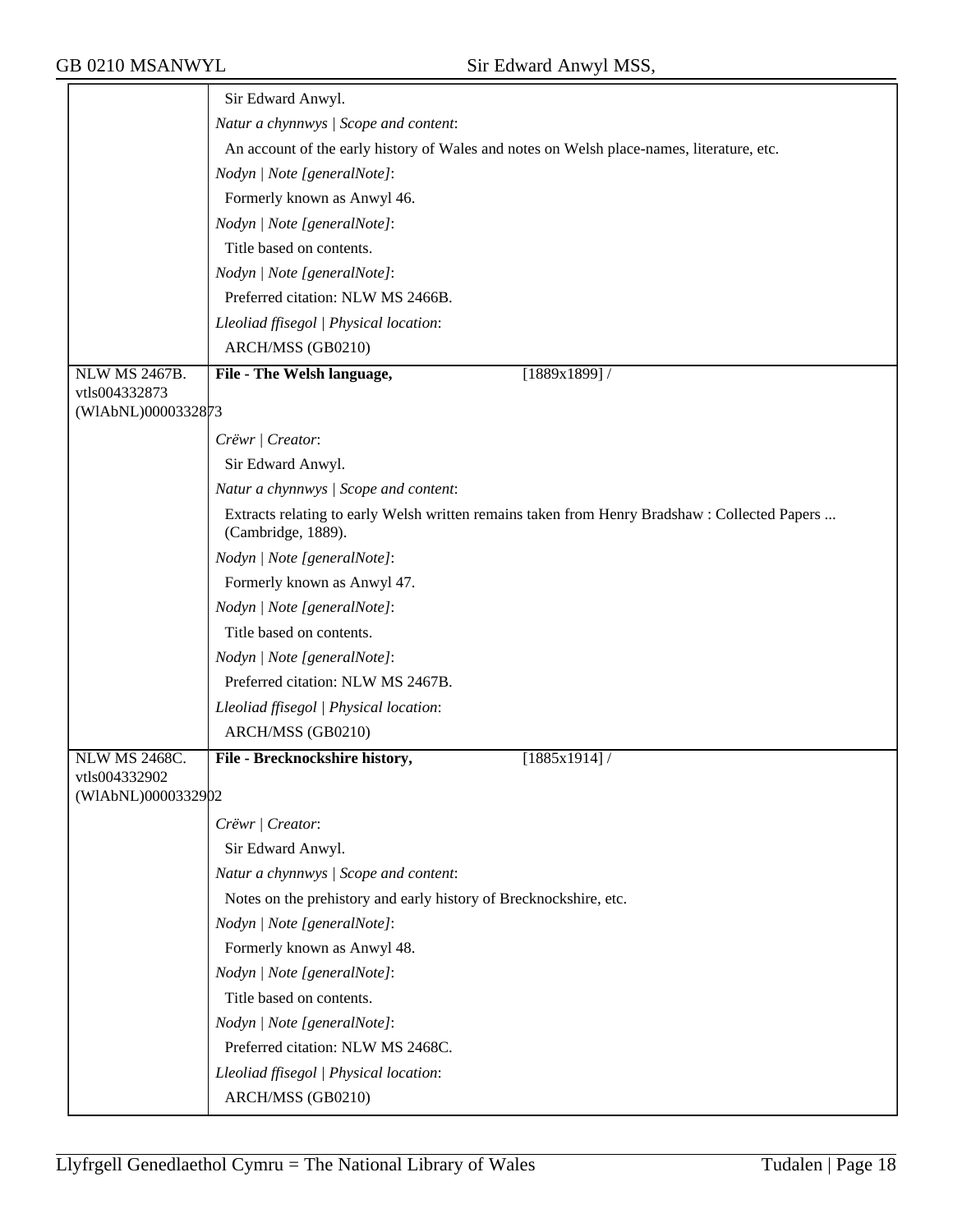| | |
|---|---|
| | Sir Edward Anwyl.<br>*Natur a chynnwys \| Scope and content*:<br>An account of the early history of Wales and notes on Welsh place-names, literature, etc.<br>*Nodyn \| Note [generalNote]*:<br>Formerly known as Anwyl 46.<br>*Nodyn \| Note [generalNote]*:<br>Title based on contents.<br>*Nodyn \| Note [generalNote]*:<br>Preferred citation: NLW MS 2466B.<br>*Lleoliad ffisegol \| Physical location*:<br>ARCH/MSS (GB0210) |
| NLW MS 2467B.<br>vtls004332873<br>(WlAbNL)0000332873 | **File - The Welsh language,** [1889x1899] /<br>*Crëwr \| Creator*:<br>Sir Edward Anwyl.<br>*Natur a chynnwys \| Scope and content*:<br>Extracts relating to early Welsh written remains taken from Henry Bradshaw : Collected Papers ... (Cambridge, 1889).<br>*Nodyn \| Note [generalNote]*:<br>Formerly known as Anwyl 47.<br>*Nodyn \| Note [generalNote]*:<br>Title based on contents.<br>*Nodyn \| Note [generalNote]*:<br>Preferred citation: NLW MS 2467B.<br>*Lleoliad ffisegol \| Physical location*:<br>ARCH/MSS (GB0210) |
| NLW MS 2468C.<br>vtls004332902<br>(WlAbNL)0000332902 | **File - Brecknockshire history,** [1885x1914] /<br>*Crëwr \| Creator*:<br>Sir Edward Anwyl.<br>*Natur a chynnwys \| Scope and content*:<br>Notes on the prehistory and early history of Brecknockshire, etc.<br>*Nodyn \| Note [generalNote]*:<br>Formerly known as Anwyl 48.<br>*Nodyn \| Note [generalNote]*:<br>Title based on contents.<br>*Nodyn \| Note [generalNote]*:<br>Preferred citation: NLW MS 2468C.<br>*Lleoliad ffisegol \| Physical location*:<br>ARCH/MSS (GB0210) |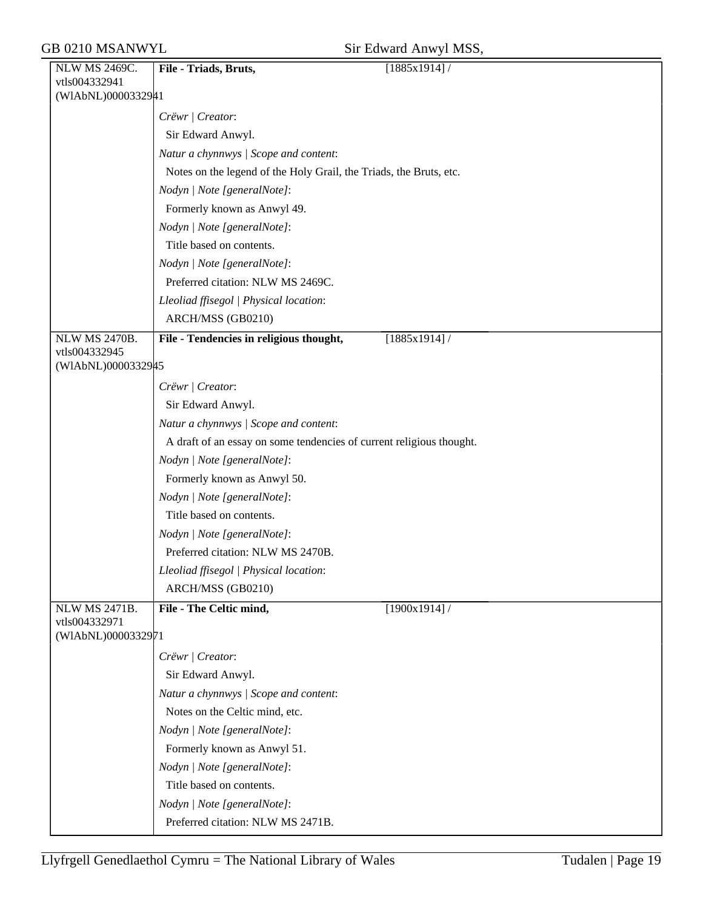| NLW MS 2469C. vtls004332941 (WlAbNL)0000332941 | **File - Triads, Bruts,** | [1885x1914] / |
|---|---|---|
| | *Crëwr \| Creator*: | |
| | Sir Edward Anwyl. | |
| | *Natur a chynnwys \| Scope and content*: | |
| | Notes on the legend of the Holy Grail, the Triads, the Bruts, etc. | |
| | *Nodyn \| Note [generalNote]*: | |
| | Formerly known as Anwyl 49. | |
| | *Nodyn \| Note [generalNote]*: | |
| | Title based on contents. | |
| | *Nodyn \| Note [generalNote]*: | |
| | Preferred citation: NLW MS 2469C. | |
| | *Lleoliad ffisegol \| Physical location*: | |
| | ARCH/MSS (GB0210) | |
| NLW MS 2470B. vtls004332945 (WlAbNL)0000332945 | **File - Tendencies in religious thought,** | [1885x1914] / |
| | *Crëwr \| Creator*: | |
| | Sir Edward Anwyl. | |
| | *Natur a chynnwys \| Scope and content*: | |
| | A draft of an essay on some tendencies of current religious thought. | |
| | *Nodyn \| Note [generalNote]*: | |
| | Formerly known as Anwyl 50. | |
| | *Nodyn \| Note [generalNote]*: | |
| | Title based on contents. | |
| | *Nodyn \| Note [generalNote]*: | |
| | Preferred citation: NLW MS 2470B. | |
| | *Lleoliad ffisegol \| Physical location*: | |
| | ARCH/MSS (GB0210) | |
| NLW MS 2471B. vtls004332971 (WlAbNL)0000332971 | **File - The Celtic mind,** | [1900x1914] / |
| | *Crëwr \| Creator*: | |
| | Sir Edward Anwyl. | |
| | *Natur a chynnwys \| Scope and content*: | |
| | Notes on the Celtic mind, etc. | |
| | *Nodyn \| Note [generalNote]*: | |
| | Formerly known as Anwyl 51. | |
| | *Nodyn \| Note [generalNote]*: | |
| | Title based on contents. | |
| | *Nodyn \| Note [generalNote]*: | |
| | Preferred citation: NLW MS 2471B. | |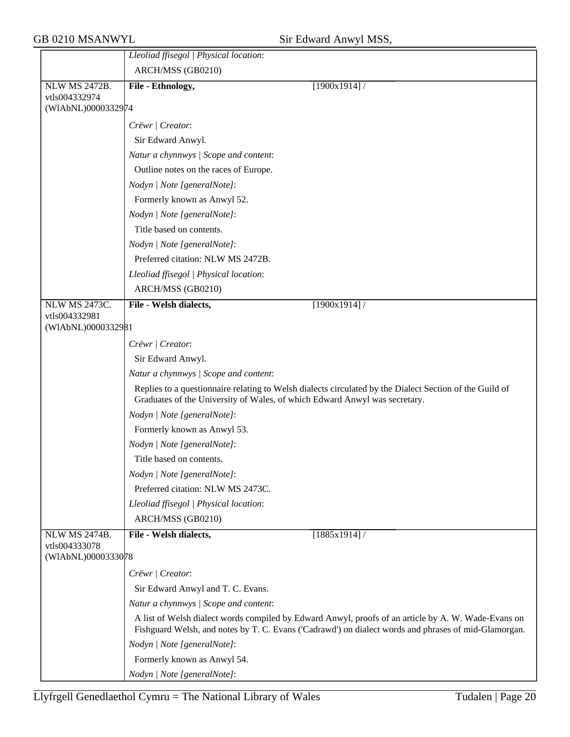| | |
|---|---|
| | *Lleoliad ffisegol \| Physical location*: |
| | ARCH/MSS (GB0210) |
| NLW MS 2472B. vtls004332974 (WlAbNL)0000332974 | **File - Ethnology,** [1900x1914] / |
| | *Crëwr \| Creator*: |
| | Sir Edward Anwyl. |
| | *Natur a chynnwys \| Scope and content*: |
| | Outline notes on the races of Europe. |
| | *Nodyn \| Note [generalNote]*: |
| | Formerly known as Anwyl 52. |
| | *Nodyn \| Note [generalNote]*: |
| | Title based on contents. |
| | *Nodyn \| Note [generalNote]*: |
| | Preferred citation: NLW MS 2472B. |
| | *Lleoliad ffisegol \| Physical location*: |
| | ARCH/MSS (GB0210) |
| NLW MS 2473C. vtls004332981 (WlAbNL)0000332981 | **File - Welsh dialects,** [1900x1914] / |
| | *Crëwr \| Creator*: |
| | Sir Edward Anwyl. |
| | *Natur a chynnwys \| Scope and content*: |
| | Replies to a questionnaire relating to Welsh dialects circulated by the Dialect Section of the Guild of Graduates of the University of Wales, of which Edward Anwyl was secretary. |
| | *Nodyn \| Note [generalNote]*: |
| | Formerly known as Anwyl 53. |
| | *Nodyn \| Note [generalNote]*: |
| | Title based on contents. |
| | *Nodyn \| Note [generalNote]*: |
| | Preferred citation: NLW MS 2473C. |
| | *Lleoliad ffisegol \| Physical location*: |
| | ARCH/MSS (GB0210) |
| NLW MS 2474B. vtls004333078 (WlAbNL)0000333078 | **File - Welsh dialects,** [1885x1914] / |
| | *Crëwr \| Creator*: |
| | Sir Edward Anwyl and T. C. Evans. |
| | *Natur a chynnwys \| Scope and content*: |
| | A list of Welsh dialect words compiled by Edward Anwyl, proofs of an article by A. W. Wade-Evans on Fishguard Welsh, and notes by T. C. Evans ('Cadrawd') on dialect words and phrases of mid-Glamorgan. |
| | *Nodyn \| Note [generalNote]*: |
| | Formerly known as Anwyl 54. |
| | *Nodyn \| Note [generalNote]*: |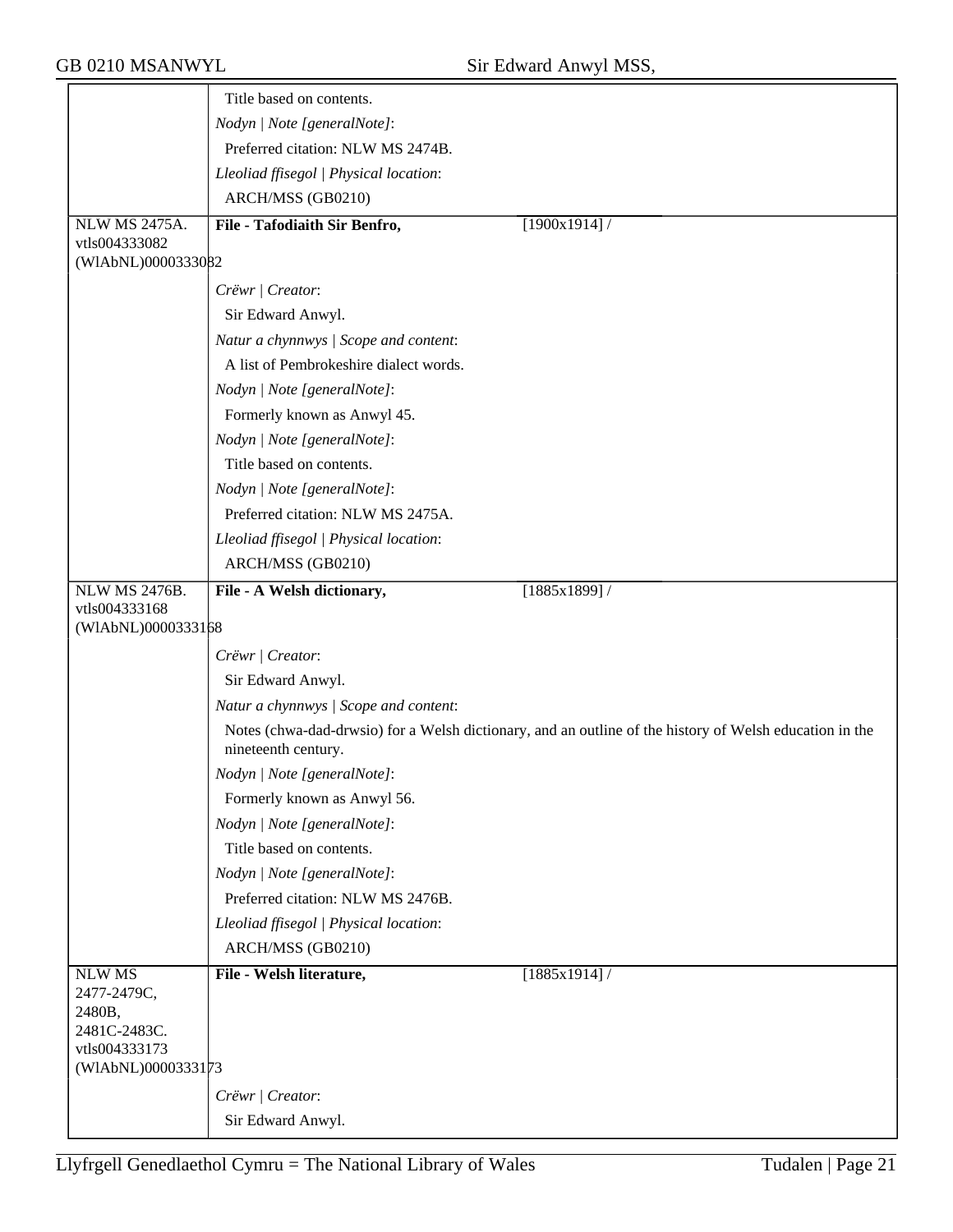Title based on contents.

*Nodyn | Note [generalNote]*:

Preferred citation: NLW MS 2474B.

*Lleoliad ffisegol | Physical location*:

ARCH/MSS (GB0210)

---

NLW MS 2475A.
vtls004333082
(WlAbNL)0000333082

**File - Tafodiaith Sir Benfro,** [1900x1914] /

*Crëwr | Creator*:

Sir Edward Anwyl.

*Natur a chynnwys | Scope and content*:

A list of Pembrokeshire dialect words.

*Nodyn | Note [generalNote]*:

Formerly known as Anwyl 45.

*Nodyn | Note [generalNote]*:

Title based on contents.

*Nodyn | Note [generalNote]*:

Preferred citation: NLW MS 2475A.

*Lleoliad ffisegol | Physical location*:

ARCH/MSS (GB0210)

---

NLW MS 2476B.
vtls004333168
(WlAbNL)0000333168

**File - A Welsh dictionary,** [1885x1899] /

*Crëwr | Creator*:

Sir Edward Anwyl.

*Natur a chynnwys | Scope and content*:

Notes (chwa-dad-drwsio) for a Welsh dictionary, and an outline of the history of Welsh education in the nineteenth century.

*Nodyn | Note [generalNote]*:

Formerly known as Anwyl 56.

*Nodyn | Note [generalNote]*:

Title based on contents.

*Nodyn | Note [generalNote]*:

Preferred citation: NLW MS 2476B.

*Lleoliad ffisegol | Physical location*:

ARCH/MSS (GB0210)

---

NLW MS 2477-2479C, 2480B, 2481C-2483C.
vtls004333173
(WlAbNL)0000333173

**File - Welsh literature,** [1885x1914] /

*Crëwr | Creator*:

Sir Edward Anwyl.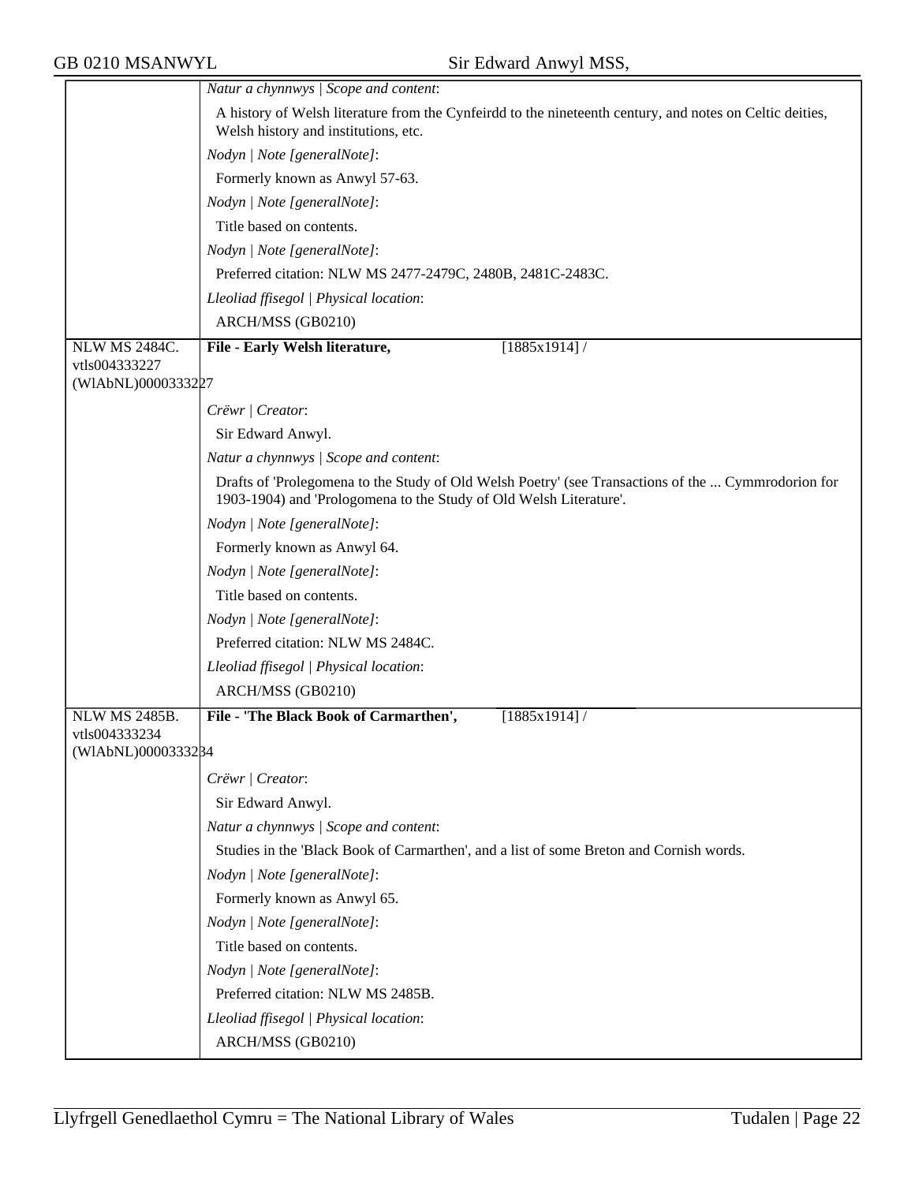| | |
|---|---|
| | *Natur a chynnwys \| Scope and content*: |
| | A history of Welsh literature from the Cynfeirdd to the nineteenth century, and notes on Celtic deities, Welsh history and institutions, etc. |
| | *Nodyn \| Note [generalNote]*: |
| | Formerly known as Anwyl 57-63. |
| | *Nodyn \| Note [generalNote]*: |
| | Title based on contents. |
| | *Nodyn \| Note [generalNote]*: |
| | Preferred citation: NLW MS 2477-2479C, 2480B, 2481C-2483C. |
| | *Lleoliad ffisegol \| Physical location*: |
| | ARCH/MSS (GB0210) |
| NLW MS 2484C. vtls004333227 (WlAbNL)0000333227 | **File - Early Welsh literature,** [1885x1914] / |
| | *Crëwr \| Creator*: |
| | Sir Edward Anwyl. |
| | *Natur a chynnwys \| Scope and content*: |
| | Drafts of 'Prolegomena to the Study of Old Welsh Poetry' (see Transactions of the ... Cymmrodorion for 1903-1904) and 'Prologomena to the Study of Old Welsh Literature'. |
| | *Nodyn \| Note [generalNote]*: |
| | Formerly known as Anwyl 64. |
| | *Nodyn \| Note [generalNote]*: |
| | Title based on contents. |
| | *Nodyn \| Note [generalNote]*: |
| | Preferred citation: NLW MS 2484C. |
| | *Lleoliad ffisegol \| Physical location*: |
| | ARCH/MSS (GB0210) |
| NLW MS 2485B. vtls004333234 (WlAbNL)0000333234 | **File - 'The Black Book of Carmarthen',** [1885x1914] / |
| | *Crëwr \| Creator*: |
| | Sir Edward Anwyl. |
| | *Natur a chynnwys \| Scope and content*: |
| | Studies in the 'Black Book of Carmarthen', and a list of some Breton and Cornish words. |
| | *Nodyn \| Note [generalNote]*: |
| | Formerly known as Anwyl 65. |
| | *Nodyn \| Note [generalNote]*: |
| | Title based on contents. |
| | *Nodyn \| Note [generalNote]*: |
| | Preferred citation: NLW MS 2485B. |
| | *Lleoliad ffisegol \| Physical location*: |
| | ARCH/MSS (GB0210) |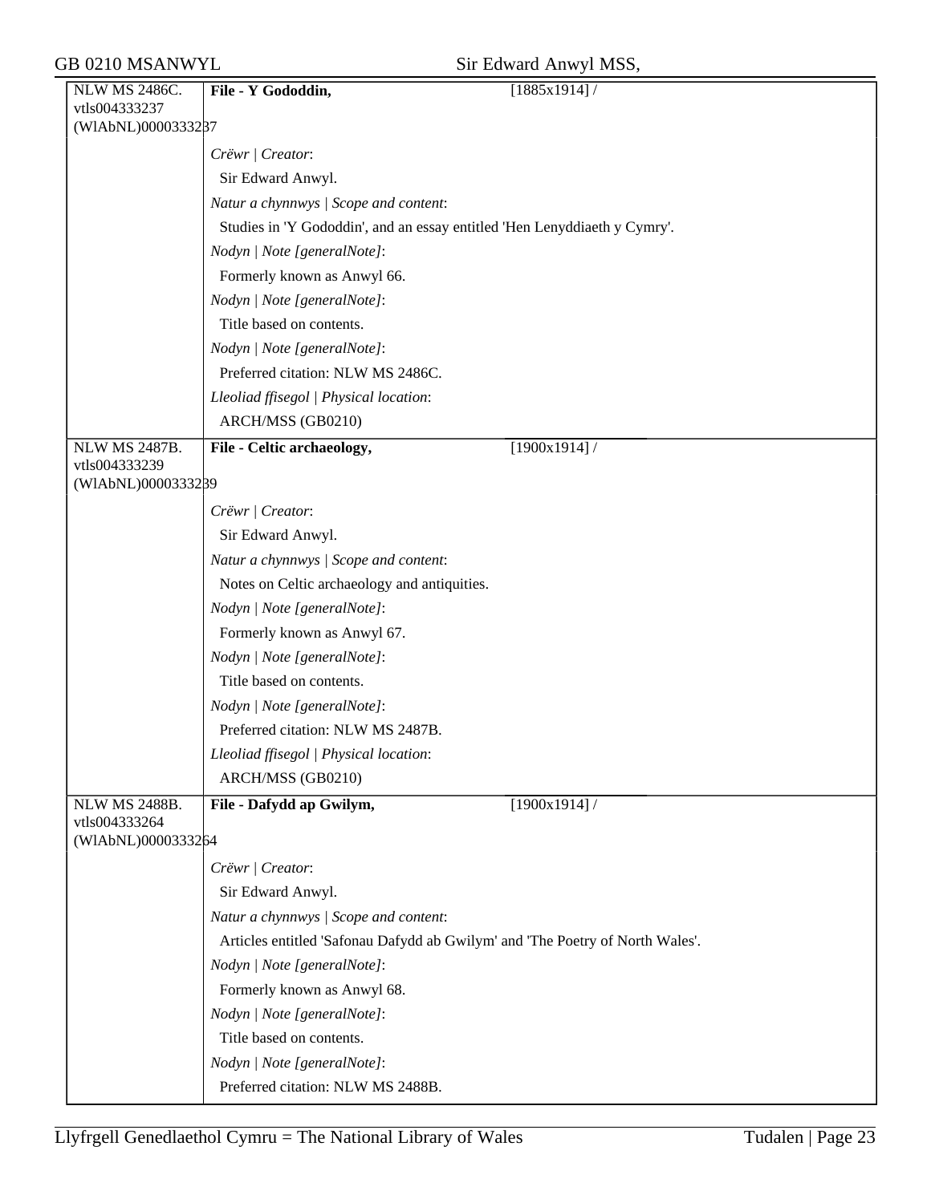| NLW MS 2486C. vtls004333237 (WlAbNL)0000333237 | **File - Y Gododdin,** [1885x1914] / |
|---|---|
| | *Crëwr \| Creator*: |
| | Sir Edward Anwyl. |
| | *Natur a chynnwys \| Scope and content*: |
| | Studies in 'Y Gododdin', and an essay entitled 'Hen Lenyddiaeth y Cymry'. |
| | *Nodyn \| Note [generalNote]*: |
| | Formerly known as Anwyl 66. |
| | *Nodyn \| Note [generalNote]*: |
| | Title based on contents. |
| | *Nodyn \| Note [generalNote]*: |
| | Preferred citation: NLW MS 2486C. |
| | *Lleoliad ffisegol \| Physical location*: |
| | ARCH/MSS (GB0210) |

| NLW MS 2487B. vtls004333239 (WlAbNL)0000333239 | **File - Celtic archaeology,** [1900x1914] / |
|---|---|
| | *Crëwr \| Creator*: |
| | Sir Edward Anwyl. |
| | *Natur a chynnwys \| Scope and content*: |
| | Notes on Celtic archaeology and antiquities. |
| | *Nodyn \| Note [generalNote]*: |
| | Formerly known as Anwyl 67. |
| | *Nodyn \| Note [generalNote]*: |
| | Title based on contents. |
| | *Nodyn \| Note [generalNote]*: |
| | Preferred citation: NLW MS 2487B. |
| | *Lleoliad ffisegol \| Physical location*: |
| | ARCH/MSS (GB0210) |

| NLW MS 2488B. vtls004333264 (WlAbNL)0000333264 | **File - Dafydd ap Gwilym,** [1900x1914] / |
|---|---|
| | *Crëwr \| Creator*: |
| | Sir Edward Anwyl. |
| | *Natur a chynnwys \| Scope and content*: |
| | Articles entitled 'Safonau Dafydd ab Gwilym' and 'The Poetry of North Wales'. |
| | *Nodyn \| Note [generalNote]*: |
| | Formerly known as Anwyl 68. |
| | *Nodyn \| Note [generalNote]*: |
| | Title based on contents. |
| | *Nodyn \| Note [generalNote]*: |
| | Preferred citation: NLW MS 2488B. |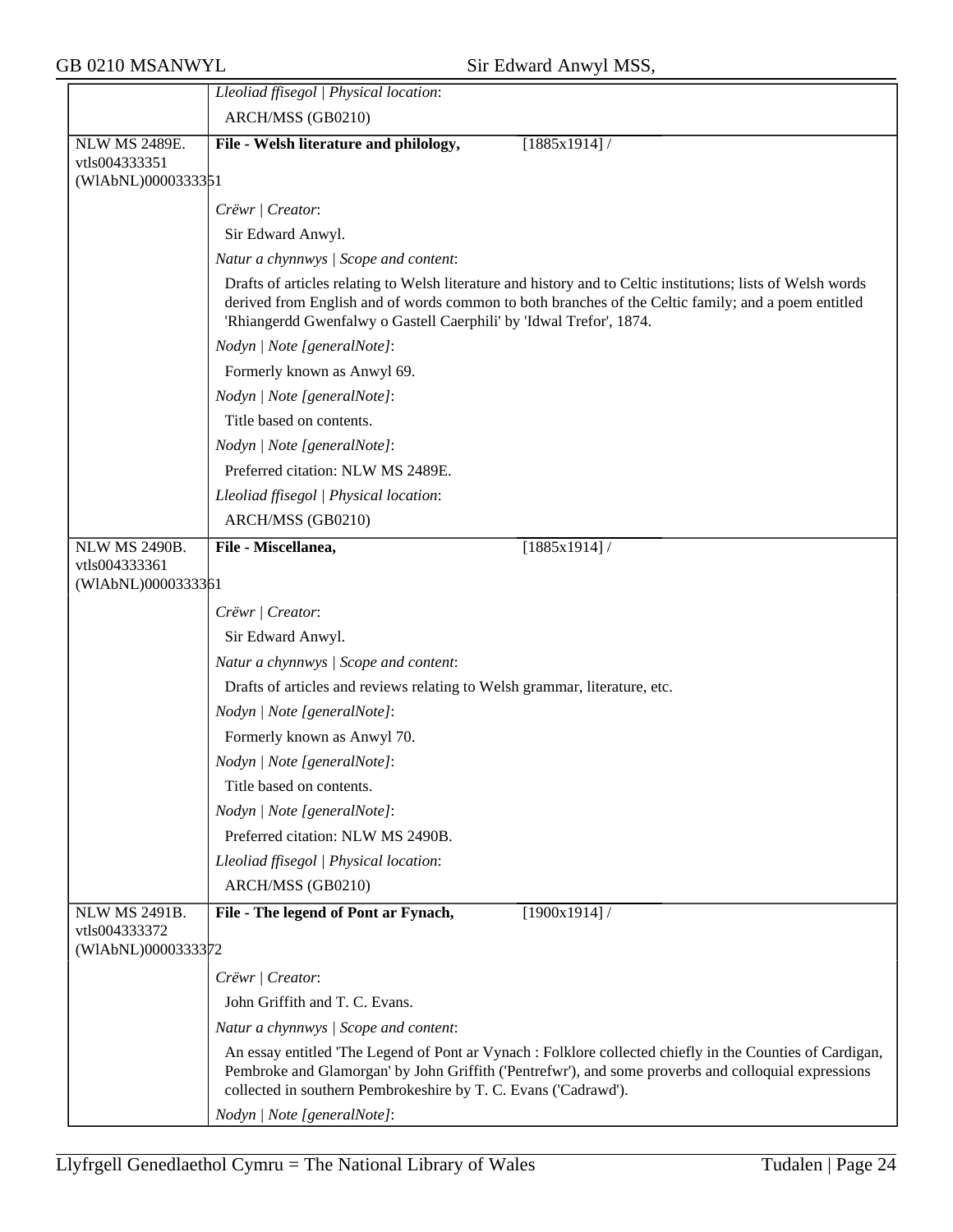| | |
|---|---|
| | *Lleoliad ffisegol \| Physical location*: |
| | ARCH/MSS (GB0210) |
| NLW MS 2489E. vtls004333351 (WlAbNL)0000333351 | **File - Welsh literature and philology,** [1885x1914] / |
| | *Crëwr \| Creator*: |
| | Sir Edward Anwyl. |
| | *Natur a chynnwys \| Scope and content*: |
| | Drafts of articles relating to Welsh literature and history and to Celtic institutions; lists of Welsh words derived from English and of words common to both branches of the Celtic family; and a poem entitled 'Rhiangerdd Gwenfalwy o Gastell Caerphili' by 'Idwal Trefor', 1874. |
| | *Nodyn \| Note [generalNote]*: |
| | Formerly known as Anwyl 69. |
| | *Nodyn \| Note [generalNote]*: |
| | Title based on contents. |
| | *Nodyn \| Note [generalNote]*: |
| | Preferred citation: NLW MS 2489E. |
| | *Lleoliad ffisegol \| Physical location*: |
| | ARCH/MSS (GB0210) |
| NLW MS 2490B. vtls004333361 (WlAbNL)0000333361 | **File - Miscellanea,** [1885x1914] / |
| | *Crëwr \| Creator*: |
| | Sir Edward Anwyl. |
| | *Natur a chynnwys \| Scope and content*: |
| | Drafts of articles and reviews relating to Welsh grammar, literature, etc. |
| | *Nodyn \| Note [generalNote]*: |
| | Formerly known as Anwyl 70. |
| | *Nodyn \| Note [generalNote]*: |
| | Title based on contents. |
| | *Nodyn \| Note [generalNote]*: |
| | Preferred citation: NLW MS 2490B. |
| | *Lleoliad ffisegol \| Physical location*: |
| | ARCH/MSS (GB0210) |
| NLW MS 2491B. vtls004333372 (WlAbNL)0000333372 | **File - The legend of Pont ar Fynach,** [1900x1914] / |
| | *Crëwr \| Creator*: |
| | John Griffith and T. C. Evans. |
| | *Natur a chynnwys \| Scope and content*: |
| | An essay entitled 'The Legend of Pont ar Vynach : Folklore collected chiefly in the Counties of Cardigan, Pembroke and Glamorgan' by John Griffith ('Pentrefwr'), and some proverbs and colloquial expressions collected in southern Pembrokeshire by T. C. Evans ('Cadrawd'). |
| | *Nodyn \| Note [generalNote]*: |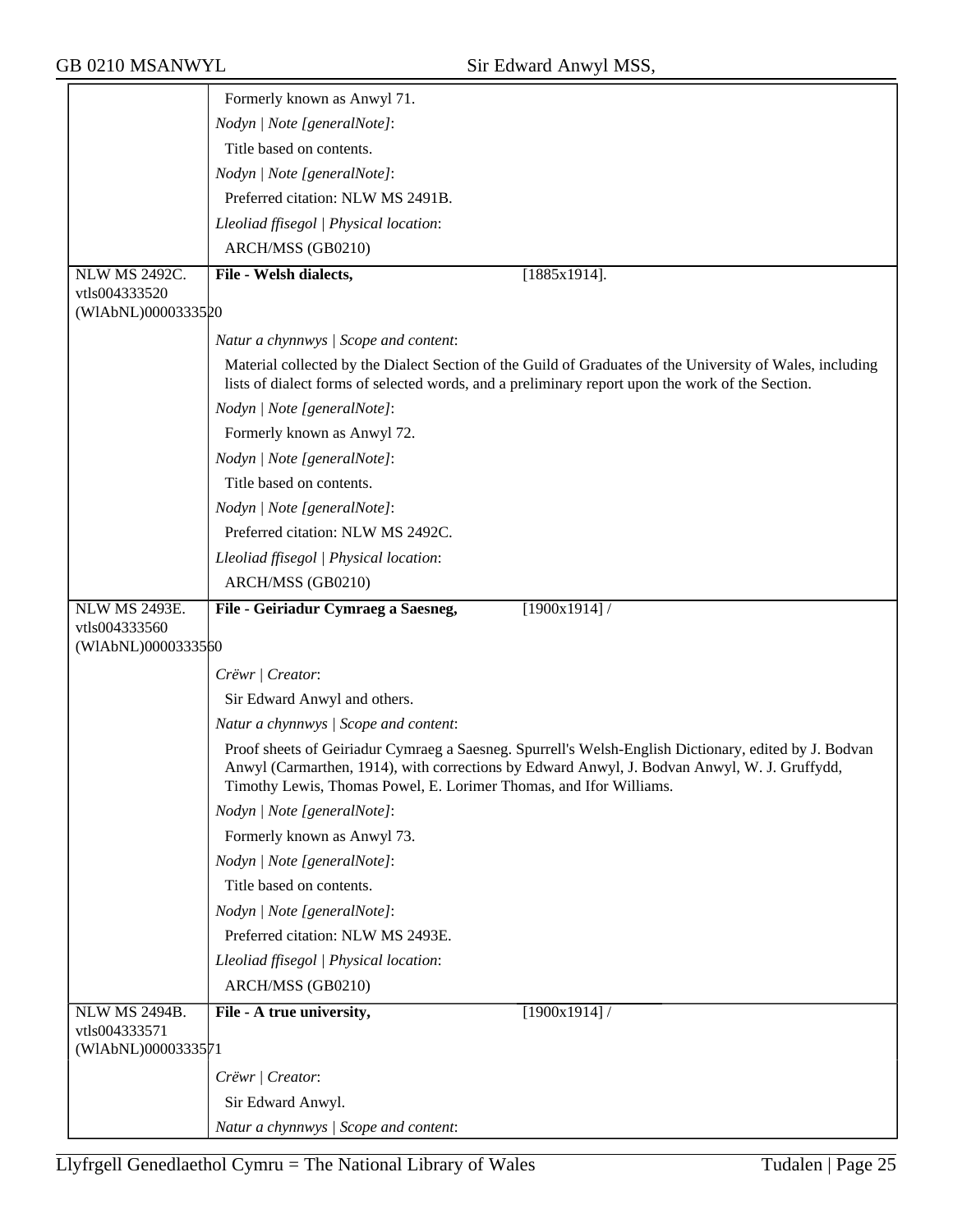| | |
|---|---|
| | Formerly known as Anwyl 71.<br>*Nodyn \| Note [generalNote]*:<br>Title based on contents.<br>*Nodyn \| Note [generalNote]*:<br>Preferred citation: NLW MS 2491B.<br>*Lleoliad ffisegol \| Physical location*:<br>ARCH/MSS (GB0210) |
| NLW MS 2492C.<br>vtls004333520<br>(WlAbNL)0000333520 | **File - Welsh dialects,** [1885x1914].<br><br>*Natur a chynnwys \| Scope and content*:<br>Material collected by the Dialect Section of the Guild of Graduates of the University of Wales, including lists of dialect forms of selected words, and a preliminary report upon the work of the Section.<br>*Nodyn \| Note [generalNote]*:<br>Formerly known as Anwyl 72.<br>*Nodyn \| Note [generalNote]*:<br>Title based on contents.<br>*Nodyn \| Note [generalNote]*:<br>Preferred citation: NLW MS 2492C.<br>*Lleoliad ffisegol \| Physical location*:<br>ARCH/MSS (GB0210) |
| NLW MS 2493E.<br>vtls004333560<br>(WlAbNL)0000333560 | **File - Geiriadur Cymraeg a Saesneg,** [1900x1914] /<br><br>*Crëwr \| Creator*:<br>Sir Edward Anwyl and others.<br>*Natur a chynnwys \| Scope and content*:<br>Proof sheets of Geiriadur Cymraeg a Saesneg. Spurrell's Welsh-English Dictionary, edited by J. Bodvan Anwyl (Carmarthen, 1914), with corrections by Edward Anwyl, J. Bodvan Anwyl, W. J. Gruffydd, Timothy Lewis, Thomas Powel, E. Lorimer Thomas, and Ifor Williams.<br>*Nodyn \| Note [generalNote]*:<br>Formerly known as Anwyl 73.<br>*Nodyn \| Note [generalNote]*:<br>Title based on contents.<br>*Nodyn \| Note [generalNote]*:<br>Preferred citation: NLW MS 2493E.<br>*Lleoliad ffisegol \| Physical location*:<br>ARCH/MSS (GB0210) |
| NLW MS 2494B.<br>vtls004333571<br>(WlAbNL)0000333571 | **File - A true university,** [1900x1914] /<br><br>*Crëwr \| Creator*:<br>Sir Edward Anwyl.<br>*Natur a chynnwys \| Scope and content*: |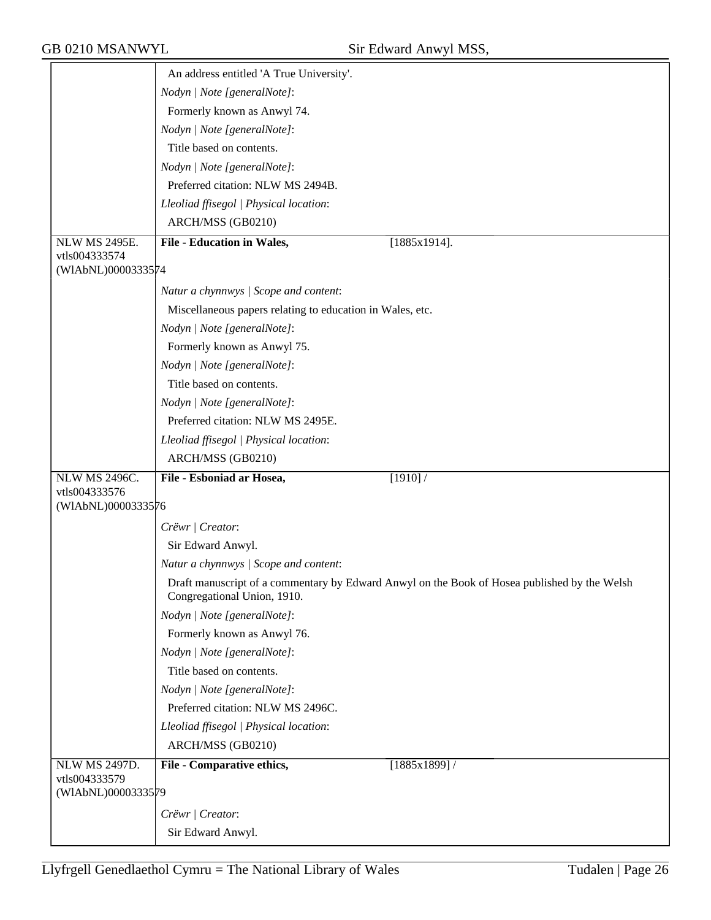| | |
|---|---|
| | An address entitled 'A True University'. |
| | *Nodyn \| Note [generalNote]*: |
| | Formerly known as Anwyl 74. |
| | *Nodyn \| Note [generalNote]*: |
| | Title based on contents. |
| | *Nodyn \| Note [generalNote]*: |
| | Preferred citation: NLW MS 2494B. |
| | *Lleoliad ffisegol \| Physical location*: |
| | ARCH/MSS (GB0210) |
| NLW MS 2495E. vtls004333574 (WlAbNL)0000333574 | **File - Education in Wales,** [1885x1914]. |
| | *Natur a chynnwys \| Scope and content*: |
| | Miscellaneous papers relating to education in Wales, etc. |
| | *Nodyn \| Note [generalNote]*: |
| | Formerly known as Anwyl 75. |
| | *Nodyn \| Note [generalNote]*: |
| | Title based on contents. |
| | *Nodyn \| Note [generalNote]*: |
| | Preferred citation: NLW MS 2495E. |
| | *Lleoliad ffisegol \| Physical location*: |
| | ARCH/MSS (GB0210) |
| NLW MS 2496C. vtls004333576 (WlAbNL)0000333576 | **File - Esboniad ar Hosea,** [1910] / |
| | *Crëwr \| Creator*: |
| | Sir Edward Anwyl. |
| | *Natur a chynnwys \| Scope and content*: |
| | Draft manuscript of a commentary by Edward Anwyl on the Book of Hosea published by the Welsh Congregational Union, 1910. |
| | *Nodyn \| Note [generalNote]*: |
| | Formerly known as Anwyl 76. |
| | *Nodyn \| Note [generalNote]*: |
| | Title based on contents. |
| | *Nodyn \| Note [generalNote]*: |
| | Preferred citation: NLW MS 2496C. |
| | *Lleoliad ffisegol \| Physical location*: |
| | ARCH/MSS (GB0210) |
| NLW MS 2497D. vtls004333579 (WlAbNL)0000333579 | **File - Comparative ethics,** [1885x1899] / |
| | *Crëwr \| Creator*: |
| | Sir Edward Anwyl. |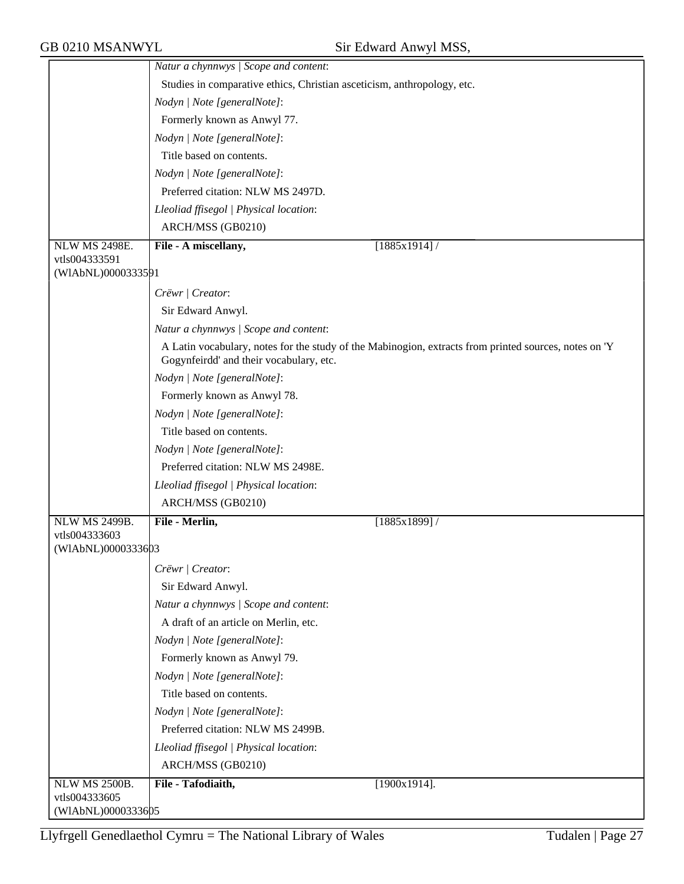| | |
|---|---|
| | *Natur a chynnwys \| Scope and content*: |
| | Studies in comparative ethics, Christian asceticism, anthropology, etc. |
| | *Nodyn \| Note [generalNote]*: |
| | Formerly known as Anwyl 77. |
| | *Nodyn \| Note [generalNote]*: |
| | Title based on contents. |
| | *Nodyn \| Note [generalNote]*: |
| | Preferred citation: NLW MS 2497D. |
| | *Lleoliad ffisegol \| Physical location*: |
| | ARCH/MSS (GB0210) |
| NLW MS 2498E. vtls004333591 (WlAbNL)0000333591 | **File - A miscellany,** [1885x1914] / |
| | *Crëwr \| Creator*: |
| | Sir Edward Anwyl. |
| | *Natur a chynnwys \| Scope and content*: |
| | A Latin vocabulary, notes for the study of the Mabinogion, extracts from printed sources, notes on 'Y Gogynfeirdd' and their vocabulary, etc. |
| | *Nodyn \| Note [generalNote]*: |
| | Formerly known as Anwyl 78. |
| | *Nodyn \| Note [generalNote]*: |
| | Title based on contents. |
| | *Nodyn \| Note [generalNote]*: |
| | Preferred citation: NLW MS 2498E. |
| | *Lleoliad ffisegol \| Physical location*: |
| | ARCH/MSS (GB0210) |
| NLW MS 2499B. vtls004333603 (WlAbNL)0000333603 | **File - Merlin,** [1885x1899] / |
| | *Crëwr \| Creator*: |
| | Sir Edward Anwyl. |
| | *Natur a chynnwys \| Scope and content*: |
| | A draft of an article on Merlin, etc. |
| | *Nodyn \| Note [generalNote]*: |
| | Formerly known as Anwyl 79. |
| | *Nodyn \| Note [generalNote]*: |
| | Title based on contents. |
| | *Nodyn \| Note [generalNote]*: |
| | Preferred citation: NLW MS 2499B. |
| | *Lleoliad ffisegol \| Physical location*: |
| | ARCH/MSS (GB0210) |
| NLW MS 2500B. vtls004333605 (WlAbNL)0000333605 | **File - Tafodiaith,** [1900x1914]. |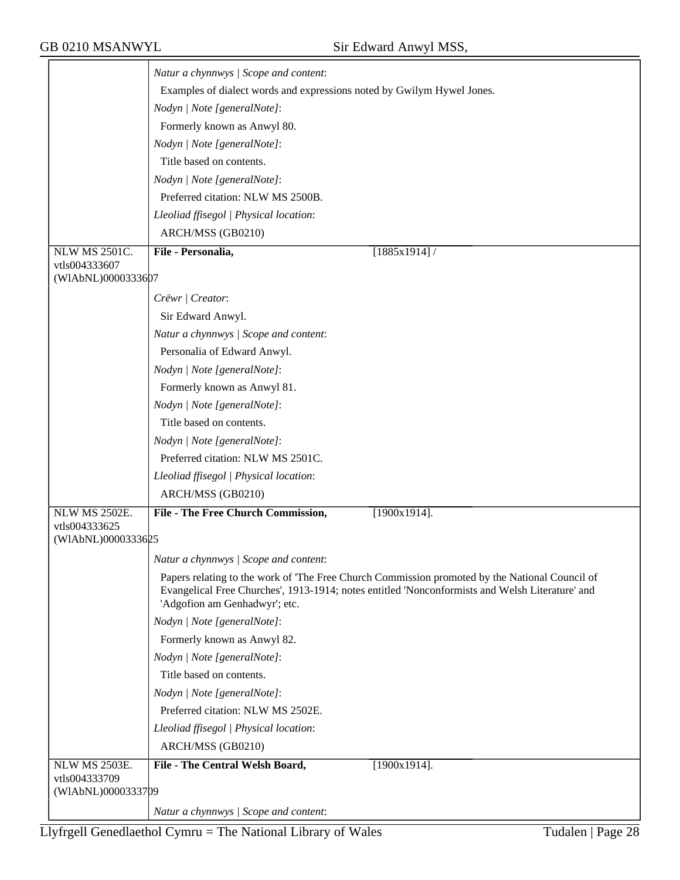*Natur a chynnwys | Scope and content*:

Examples of dialect words and expressions noted by Gwilym Hywel Jones.

*Nodyn | Note [generalNote]*:

Formerly known as Anwyl 80.

*Nodyn | Note [generalNote]*:

Title based on contents.

*Nodyn | Note [generalNote]*:

Preferred citation: NLW MS 2500B.

*Lleoliad ffisegol | Physical location*:

ARCH/MSS (GB0210)

---

NLW MS 2501C.
vtls004333607
(WlAbNL)0000333607

**File - Personalia,** [1885x1914] /

*Crëwr | Creator*:

Sir Edward Anwyl.

*Natur a chynnwys | Scope and content*:

Personalia of Edward Anwyl.

*Nodyn | Note [generalNote]*:

Formerly known as Anwyl 81.

*Nodyn | Note [generalNote]*:

Title based on contents.

*Nodyn | Note [generalNote]*:

Preferred citation: NLW MS 2501C.

*Lleoliad ffisegol | Physical location*:

ARCH/MSS (GB0210)

---

NLW MS 2502E.
vtls004333625
(WlAbNL)0000333625

**File - The Free Church Commission,** [1900x1914].

*Natur a chynnwys | Scope and content*:

Papers relating to the work of 'The Free Church Commission promoted by the National Council of Evangelical Free Churches', 1913-1914; notes entitled 'Nonconformists and Welsh Literature' and 'Adgofion am Genhadwyr'; etc.

*Nodyn | Note [generalNote]*:

Formerly known as Anwyl 82.

*Nodyn | Note [generalNote]*:

Title based on contents.

*Nodyn | Note [generalNote]*:

Preferred citation: NLW MS 2502E.

*Lleoliad ffisegol | Physical location*:

ARCH/MSS (GB0210)

---

NLW MS 2503E.
vtls004333709
(WlAbNL)0000333709

**File - The Central Welsh Board,** [1900x1914].

*Natur a chynnwys | Scope and content*: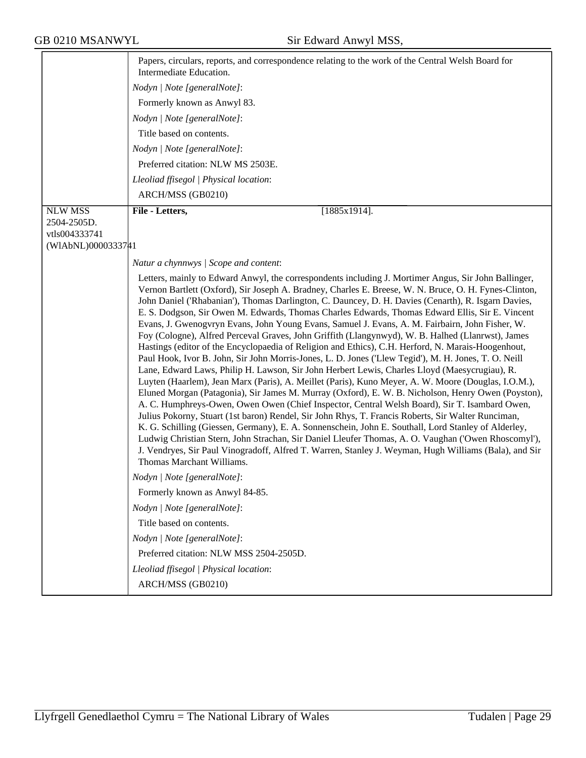| | |
|---|---|
| | Papers, circulars, reports, and correspondence relating to the work of the Central Welsh Board for Intermediate Education.<br>*Nodyn \| Note [generalNote]*:<br>Formerly known as Anwyl 83.<br>*Nodyn \| Note [generalNote]*:<br>Title based on contents.<br>*Nodyn \| Note [generalNote]*:<br>Preferred citation: NLW MS 2503E.<br>*Lleoliad ffisegol \| Physical location*:<br>ARCH/MSS (GB0210) |
| NLW MSS 2504-2505D.<br>vtls004333741<br>(WlAbNL)0000333741 | **File - Letters,** [1885x1914]. |
| | *Natur a chynnwys \| Scope and content*:<br>Letters, mainly to Edward Anwyl, the correspondents including J. Mortimer Angus, Sir John Ballinger, Vernon Bartlett (Oxford), Sir Joseph A. Bradney, Charles E. Breese, W. N. Bruce, O. H. Fynes-Clinton, John Daniel ('Rhabanian'), Thomas Darlington, C. Dauncey, D. H. Davies (Cenarth), R. Isgarn Davies, E. S. Dodgson, Sir Owen M. Edwards, Thomas Charles Edwards, Thomas Edward Ellis, Sir E. Vincent Evans, J. Gwenogvryn Evans, John Young Evans, Samuel J. Evans, A. M. Fairbairn, John Fisher, W. Foy (Cologne), Alfred Perceval Graves, John Griffith (Llangynwyd), W. B. Halhed (Llanrwst), James Hastings (editor of the Encyclopaedia of Religion and Ethics), C.H. Herford, N. Marais-Hoogenhout, Paul Hook, Ivor B. John, Sir John Morris-Jones, L. D. Jones ('Llew Tegid'), M. H. Jones, T. O. Neill Lane, Edward Laws, Philip H. Lawson, Sir John Herbert Lewis, Charles Lloyd (Maesycrugiau), R. Luyten (Haarlem), Jean Marx (Paris), A. Meillet (Paris), Kuno Meyer, A. W. Moore (Douglas, I.O.M.), Eluned Morgan (Patagonia), Sir James M. Murray (Oxford), E. W. B. Nicholson, Henry Owen (Poyston), A. C. Humphreys-Owen, Owen Owen (Chief Inspector, Central Welsh Board), Sir T. Isambard Owen, Julius Pokorny, Stuart (1st baron) Rendel, Sir John Rhys, T. Francis Roberts, Sir Walter Runciman, K. G. Schilling (Giessen, Germany), E. A. Sonnenschein, John E. Southall, Lord Stanley of Alderley, Ludwig Christian Stern, John Strachan, Sir Daniel Lleufer Thomas, A. O. Vaughan ('Owen Rhoscomyl'), J. Vendryes, Sir Paul Vinogradoff, Alfred T. Warren, Stanley J. Weyman, Hugh Williams (Bala), and Sir Thomas Marchant Williams.<br>*Nodyn \| Note [generalNote]*:<br>Formerly known as Anwyl 84-85.<br>*Nodyn \| Note [generalNote]*:<br>Title based on contents.<br>*Nodyn \| Note [generalNote]*:<br>Preferred citation: NLW MSS 2504-2505D.<br>*Lleoliad ffisegol \| Physical location*:<br>ARCH/MSS (GB0210) |